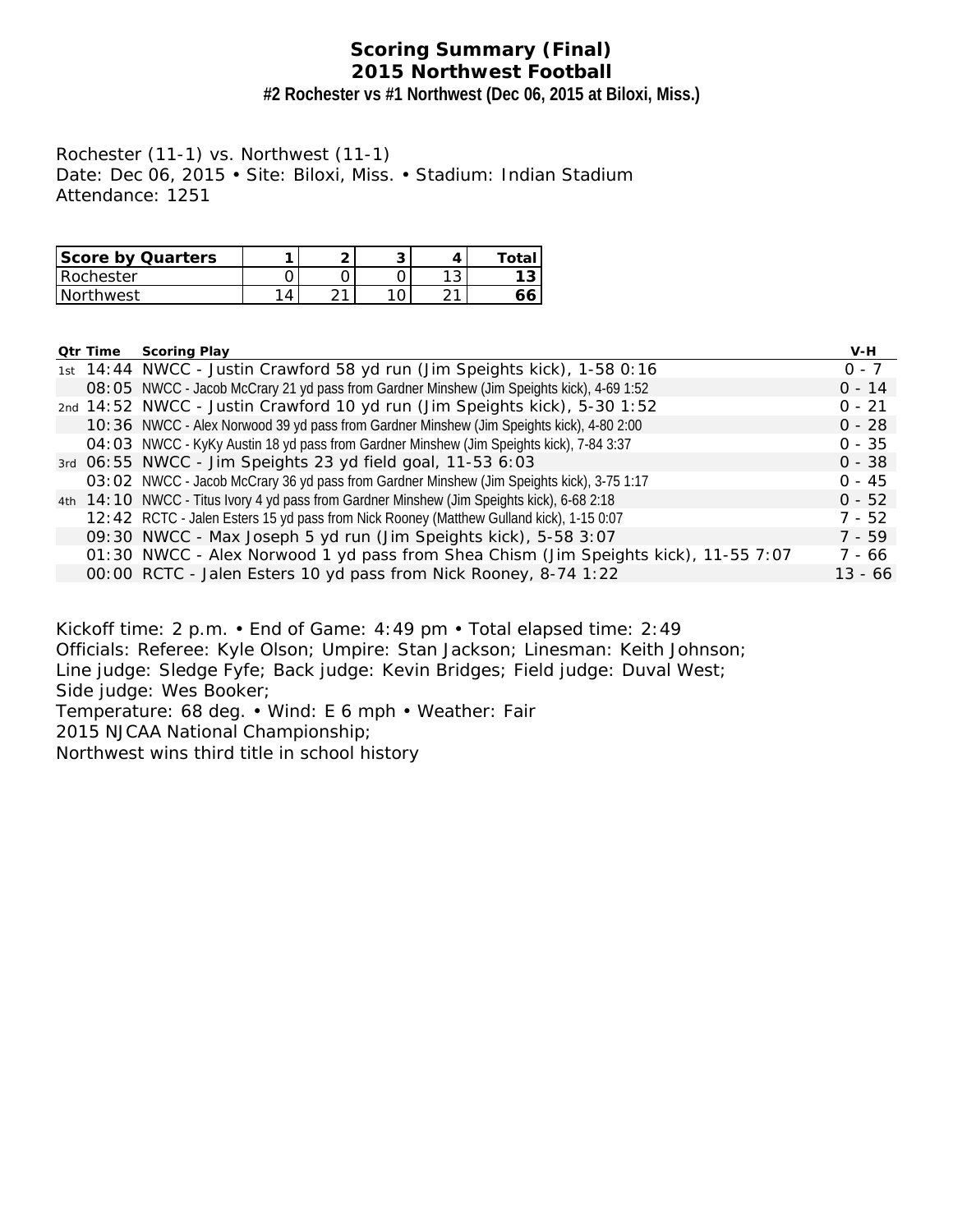# Scoring Summary (Final)
## 2015 Northwest Football
### #2 Rochester vs #1 Northwest (Dec 06, 2015 at Biloxi, Miss.)

Rochester (11-1) vs. Northwest (11-1)
Date: Dec 06, 2015 • Site: Biloxi, Miss. • Stadium: Indian Stadium
Attendance: 1251

| Score by Quarters | 1 | 2 | 3 | 4 | Total |
|---|---|---|---|---|---|
| Rochester | 0 | 0 | 0 | 13 | **13** |
| Northwest | 14 | 21 | 10 | 21 | **66** |

| Qtr | Time | Scoring Play | V-H |
|---|---|---|---|
| 1st | 14:44 | NWCC - Justin Crawford 58 yd run (Jim Speights kick), 1-58 0:16 | 0 - 7 |
| | 08:05 | NWCC - Jacob McCrary 21 yd pass from Gardner Minshew (Jim Speights kick), 4-69 1:52 | 0 - 14 |
| 2nd | 14:52 | NWCC - Justin Crawford 10 yd run (Jim Speights kick), 5-30 1:52 | 0 - 21 |
| | 10:36 | NWCC - Alex Norwood 39 yd pass from Gardner Minshew (Jim Speights kick), 4-80 2:00 | 0 - 28 |
| | 04:03 | NWCC - KyKy Austin 18 yd pass from Gardner Minshew (Jim Speights kick), 7-84 3:37 | 0 - 35 |
| 3rd | 06:55 | NWCC - Jim Speights 23 yd field goal, 11-53 6:03 | 0 - 38 |
| | 03:02 | NWCC - Jacob McCrary 36 yd pass from Gardner Minshew (Jim Speights kick), 3-75 1:17 | 0 - 45 |
| 4th | 14:10 | NWCC - Titus Ivory 4 yd pass from Gardner Minshew (Jim Speights kick), 6-68 2:18 | 0 - 52 |
| | 12:42 | RCTC - Jalen Esters 15 yd pass from Nick Rooney (Matthew Gulland kick), 1-15 0:07 | 7 - 52 |
| | 09:30 | NWCC - Max Joseph 5 yd run (Jim Speights kick), 5-58 3:07 | 7 - 59 |
| | 01:30 | NWCC - Alex Norwood 1 yd pass from Shea Chism (Jim Speights kick), 11-55 7:07 | 7 - 66 |
| | 00:00 | RCTC - Jalen Esters 10 yd pass from Nick Rooney, 8-74 1:22 | 13 - 66 |

Kickoff time: 2 p.m. • End of Game: 4:49 pm • Total elapsed time: 2:49
Officials: Referee: Kyle Olson; Umpire: Stan Jackson; Linesman: Keith Johnson;
Line judge: Sledge Fyfe; Back judge: Kevin Bridges; Field judge: Duval West;
Side judge: Wes Booker;
Temperature: 68 deg. • Wind: E 6 mph • Weather: Fair
2015 NJCAA National Championship;
Northwest wins third title in school history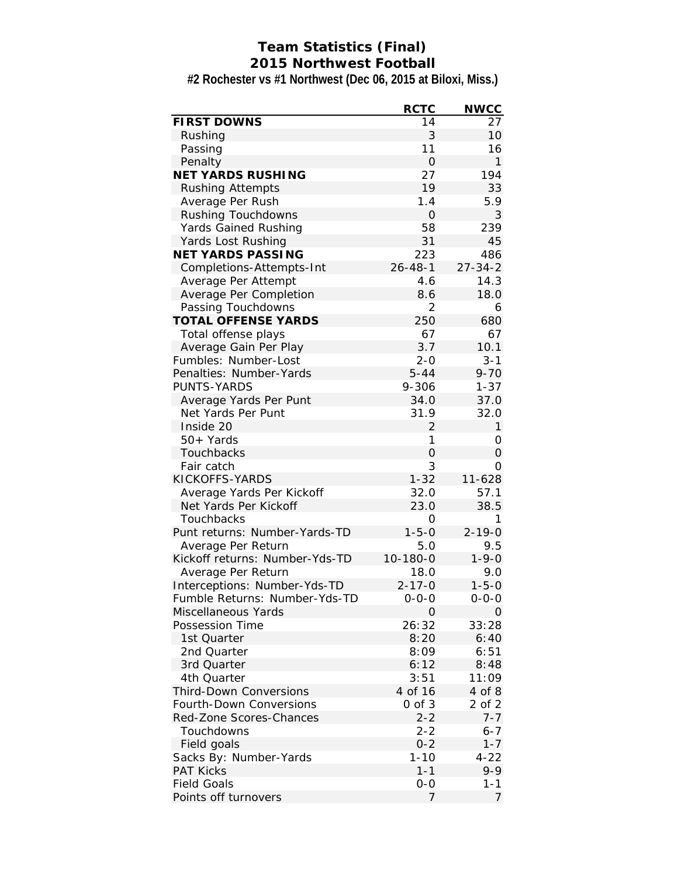# Team Statistics (Final)
## 2015 Northwest Football
### #2 Rochester vs #1 Northwest (Dec 06, 2015 at Biloxi, Miss.)

| | RCTC | NWCC |
|---|---|---|
| **FIRST DOWNS** | 14 | 27 |
| Rushing | 3 | 10 |
| Passing | 11 | 16 |
| Penalty | 0 | 1 |
| **NET YARDS RUSHING** | 27 | 194 |
| Rushing Attempts | 19 | 33 |
| Average Per Rush | 1.4 | 5.9 |
| Rushing Touchdowns | 0 | 3 |
| Yards Gained Rushing | 58 | 239 |
| Yards Lost Rushing | 31 | 45 |
| **NET YARDS PASSING** | 223 | 486 |
| Completions-Attempts-Int | 26-48-1 | 27-34-2 |
| Average Per Attempt | 4.6 | 14.3 |
| Average Per Completion | 8.6 | 18.0 |
| Passing Touchdowns | 2 | 6 |
| **TOTAL OFFENSE YARDS** | 250 | 680 |
| Total offense plays | 67 | 67 |
| Average Gain Per Play | 3.7 | 10.1 |
| Fumbles: Number-Lost | 2-0 | 3-1 |
| Penalties: Number-Yards | 5-44 | 9-70 |
| PUNTS-YARDS | 9-306 | 1-37 |
| Average Yards Per Punt | 34.0 | 37.0 |
| Net Yards Per Punt | 31.9 | 32.0 |
| Inside 20 | 2 | 1 |
| 50+ Yards | 1 | 0 |
| Touchbacks | 0 | 0 |
| Fair catch | 3 | 0 |
| KICKOFFS-YARDS | 1-32 | 11-628 |
| Average Yards Per Kickoff | 32.0 | 57.1 |
| Net Yards Per Kickoff | 23.0 | 38.5 |
| Touchbacks | 0 | 1 |
| Punt returns: Number-Yards-TD | 1-5-0 | 2-19-0 |
| Average Per Return | 5.0 | 9.5 |
| Kickoff returns: Number-Yds-TD | 10-180-0 | 1-9-0 |
| Average Per Return | 18.0 | 9.0 |
| Interceptions: Number-Yds-TD | 2-17-0 | 1-5-0 |
| Fumble Returns: Number-Yds-TD | 0-0-0 | 0-0-0 |
| Miscellaneous Yards | 0 | 0 |
| Possession Time | 26:32 | 33:28 |
| 1st Quarter | 8:20 | 6:40 |
| 2nd Quarter | 8:09 | 6:51 |
| 3rd Quarter | 6:12 | 8:48 |
| 4th Quarter | 3:51 | 11:09 |
| Third-Down Conversions | 4 of 16 | 4 of 8 |
| Fourth-Down Conversions | 0 of 3 | 2 of 2 |
| Red-Zone Scores-Chances | 2-2 | 7-7 |
| Touchdowns | 2-2 | 6-7 |
| Field goals | 0-2 | 1-7 |
| Sacks By: Number-Yards | 1-10 | 4-22 |
| PAT Kicks | 1-1 | 9-9 |
| Field Goals | 0-0 | 1-1 |
| Points off turnovers | 7 | 7 |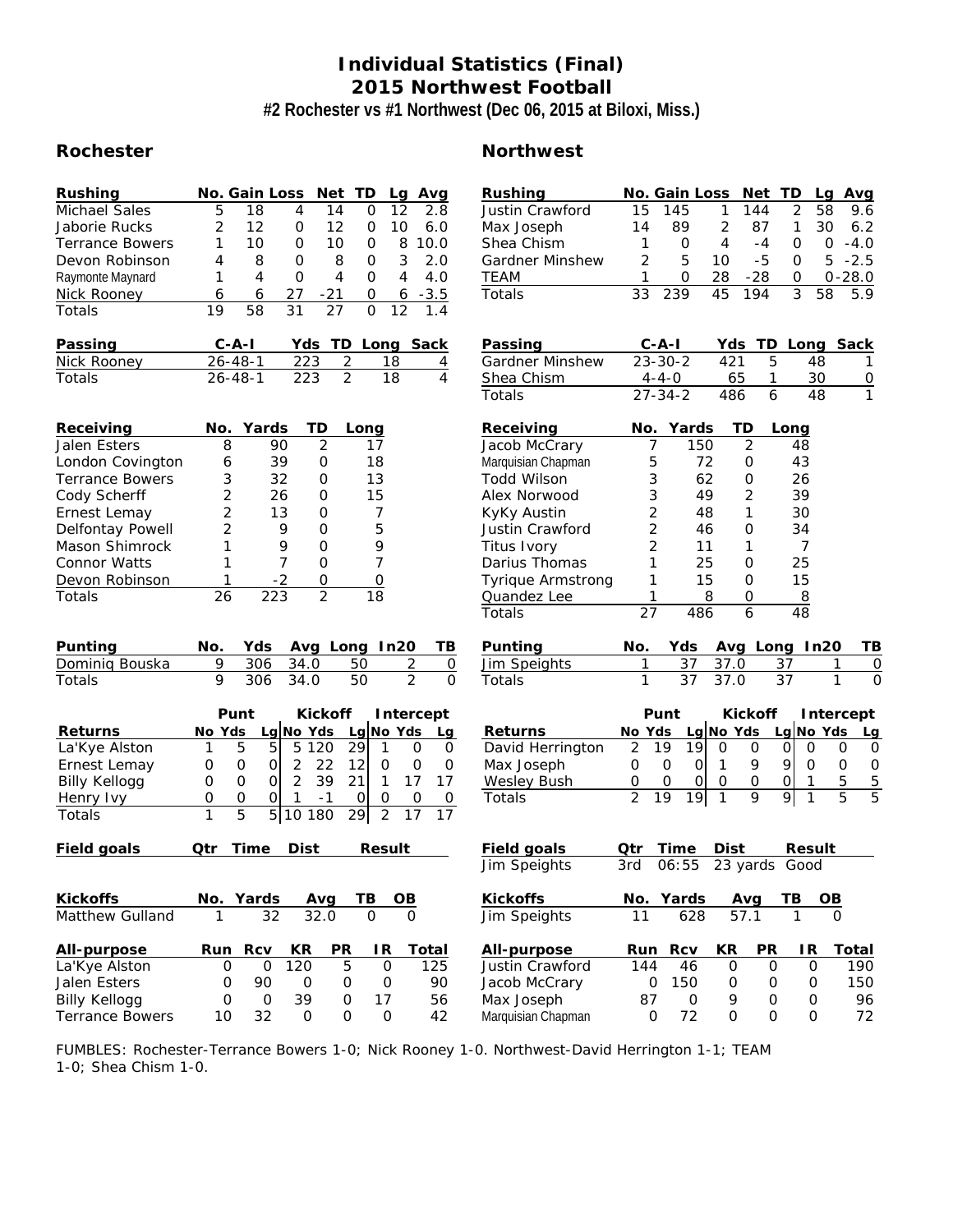# Individual Statistics (Final)
## 2015 Northwest Football
### #2 Rochester vs #1 Northwest (Dec 06, 2015 at Biloxi, Miss.)

## Rochester

| Rushing | No. | Gain | Loss | Net | TD | Lg | Avg |
|---|---|---|---|---|---|---|---|
| Michael Sales | 5 | 18 | 4 | 14 | 0 | 12 | 2.8 |
| Jaborie Rucks | 2 | 12 | 0 | 12 | 0 | 10 | 6.0 |
| Terrance Bowers | 1 | 10 | 0 | 10 | 0 | 8 | 10.0 |
| Devon Robinson | 4 | 8 | 0 | 8 | 0 | 3 | 2.0 |
| Raymonte Maynard | 1 | 4 | 0 | 4 | 0 | 4 | 4.0 |
| Nick Rooney | 6 | 6 | 27 | -21 | 0 | 6 | -3.5 |
| Totals | 19 | 58 | 31 | 27 | 0 | 12 | 1.4 |

| Passing | C-A-I | Yds | TD | Long | Sack |
|---|---|---|---|---|---|
| Nick Rooney | 26-48-1 | 223 | 2 | 18 | 4 |
| Totals | 26-48-1 | 223 | 2 | 18 | 4 |

| Receiving | No. | Yards | TD | Long |
|---|---|---|---|---|
| Jalen Esters | 8 | 90 | 2 | 17 |
| London Covington | 6 | 39 | 0 | 18 |
| Terrance Bowers | 3 | 32 | 0 | 13 |
| Cody Scherff | 2 | 26 | 0 | 15 |
| Ernest Lemay | 2 | 13 | 0 | 7 |
| Delfontay Powell | 2 | 9 | 0 | 5 |
| Mason Shimrock | 1 | 9 | 0 | 9 |
| Connor Watts | 1 | 7 | 0 | 7 |
| Devon Robinson | 1 | -2 | 0 | 0 |
| Totals | 26 | 223 | 2 | 18 |

| Punting | No. | Yds | Avg | Long | In20 | TB |
|---|---|---|---|---|---|---|
| Dominiq Bouska | 9 | 306 | 34.0 | 50 | 2 | 0 |
| Totals | 9 | 306 | 34.0 | 50 | 2 | 0 |

| Returns | Punt No | Punt Yds | Punt Lg | Kickoff No | Kickoff Yds | Kickoff Lg | Intercept No | Intercept Yds | Intercept Lg |
|---|---|---|---|---|---|---|---|---|---|
| La'Kye Alston | 1 | 5 | 5 | 5 | 120 | 29 | 1 | 0 | 0 |
| Ernest Lemay | 0 | 0 | 0 | 2 | 22 | 12 | 0 | 0 | 0 |
| Billy Kellogg | 0 | 0 | 0 | 2 | 39 | 21 | 1 | 17 | 17 |
| Henry Ivy | 0 | 0 | 0 | 1 | -1 | 0 | 0 | 0 | 0 |
| Totals | 1 | 5 | 5 | 10 | 180 | 29 | 2 | 17 | 17 |

| Field goals | Qtr | Time | Dist | Result |
|---|---|---|---|---|

| Kickoffs | No. | Yards | Avg | TB | OB |
|---|---|---|---|---|---|
| Matthew Gulland | 1 | 32 | 32.0 | 0 | 0 |

| All-purpose | Run | Rcv | KR | PR | IR | Total |
|---|---|---|---|---|---|---|
| La'Kye Alston | 0 | 0 | 120 | 5 | 0 | 125 |
| Jalen Esters | 0 | 90 | 0 | 0 | 0 | 90 |
| Billy Kellogg | 0 | 0 | 39 | 0 | 17 | 56 |
| Terrance Bowers | 10 | 32 | 0 | 0 | 0 | 42 |

## Northwest

| Rushing | No. | Gain | Loss | Net | TD | Lg | Avg |
|---|---|---|---|---|---|---|---|
| Justin Crawford | 15 | 145 | 1 | 144 | 2 | 58 | 9.6 |
| Max Joseph | 14 | 89 | 2 | 87 | 1 | 30 | 6.2 |
| Shea Chism | 1 | 0 | 4 | -4 | 0 | 0 | -4.0 |
| Gardner Minshew | 2 | 5 | 10 | -5 | 0 | 5 | -2.5 |
| TEAM | 1 | 0 | 28 | -28 | 0 | 0 | -28.0 |
| Totals | 33 | 239 | 45 | 194 | 3 | 58 | 5.9 |

| Passing | C-A-I | Yds | TD | Long | Sack |
|---|---|---|---|---|---|
| Gardner Minshew | 23-30-2 | 421 | 5 | 48 | 1 |
| Shea Chism | 4-4-0 | 65 | 1 | 30 | 0 |
| Totals | 27-34-2 | 486 | 6 | 48 | 1 |

| Receiving | No. | Yards | TD | Long |
|---|---|---|---|---|
| Jacob McCrary | 7 | 150 | 2 | 48 |
| Marquisian Chapman | 5 | 72 | 0 | 43 |
| Todd Wilson | 3 | 62 | 0 | 26 |
| Alex Norwood | 3 | 49 | 2 | 39 |
| KyKy Austin | 2 | 48 | 1 | 30 |
| Justin Crawford | 2 | 46 | 0 | 34 |
| Titus Ivory | 2 | 11 | 1 | 7 |
| Darius Thomas | 1 | 25 | 0 | 25 |
| Tyrique Armstrong | 1 | 15 | 0 | 15 |
| Quandez Lee | 1 | 8 | 0 | 8 |
| Totals | 27 | 486 | 6 | 48 |

| Punting | No. | Yds | Avg | Long | In20 | TB |
|---|---|---|---|---|---|---|
| Jim Speights | 1 | 37 | 37.0 | 37 | 1 | 0 |
| Totals | 1 | 37 | 37.0 | 37 | 1 | 0 |

| Returns | Punt No | Punt Yds | Punt Lg | Kickoff No | Kickoff Yds | Kickoff Lg | Intercept No | Intercept Yds | Intercept Lg |
|---|---|---|---|---|---|---|---|---|---|
| David Herrington | 2 | 19 | 19 | 0 | 0 | 0 | 0 | 0 | 0 |
| Max Joseph | 0 | 0 | 0 | 1 | 9 | 9 | 0 | 0 | 0 |
| Wesley Bush | 0 | 0 | 0 | 0 | 0 | 0 | 1 | 5 | 5 |
| Totals | 2 | 19 | 19 | 1 | 9 | 9 | 1 | 5 | 5 |

| Field goals | Qtr | Time | Dist | Result |
|---|---|---|---|---|
| Jim Speights | 3rd | 06:55 | 23 yards | Good |

| Kickoffs | No. | Yards | Avg | TB | OB |
|---|---|---|---|---|---|
| Jim Speights | 11 | 628 | 57.1 | 1 | 0 |

| All-purpose | Run | Rcv | KR | PR | IR | Total |
|---|---|---|---|---|---|---|
| Justin Crawford | 144 | 46 | 0 | 0 | 0 | 190 |
| Jacob McCrary | 0 | 150 | 0 | 0 | 0 | 150 |
| Max Joseph | 87 | 0 | 9 | 0 | 0 | 96 |
| Marquisian Chapman | 0 | 72 | 0 | 0 | 0 | 72 |

FUMBLES: Rochester-Terrance Bowers 1-0; Nick Rooney 1-0. Northwest-David Herrington 1-1; TEAM 1-0; Shea Chism 1-0.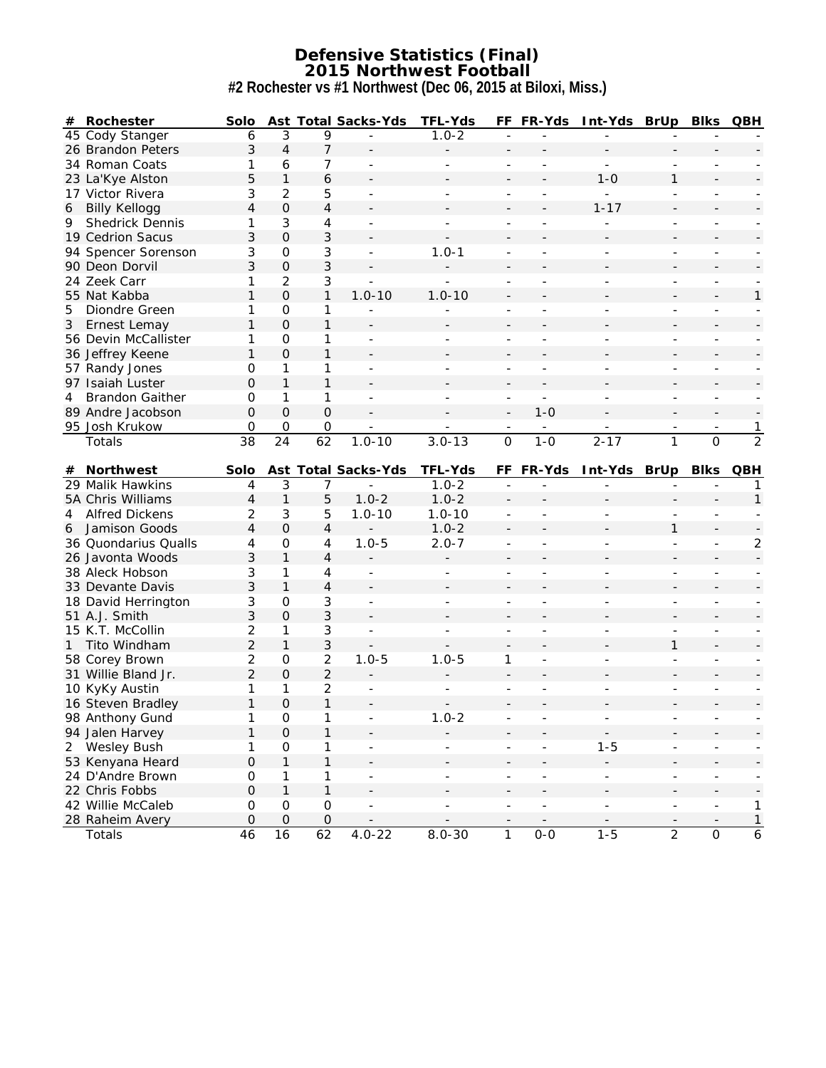# Defensive Statistics (Final)
## 2015 Northwest Football
### #2 Rochester vs #1 Northwest (Dec 06, 2015 at Biloxi, Miss.)

| # | Rochester | Solo | Ast | Total | Sacks-Yds | TFL-Yds | FF | FR-Yds | Int-Yds | BrUp | Blks | QBH |
|---|---|---|---|---|---|---|---|---|---|---|---|---|
| 45 | Cody Stanger | 6 | 3 | 9 | - | 1.0-2 | - | - | - | - | - | - |
| 26 | Brandon Peters | 3 | 4 | 7 | - | - | - | - | - | - | - | - |
| 34 | Roman Coats | 1 | 6 | 7 | - | - | - | - | - | - | - | - |
| 23 | La'Kye Alston | 5 | 1 | 6 | - | - | - | - | 1-0 | 1 | - | - |
| 17 | Victor Rivera | 3 | 2 | 5 | - | - | - | - | - | - | - | - |
| 6 | Billy Kellogg | 4 | 0 | 4 | - | - | - | - | 1-17 | - | - | - |
| 9 | Shedrick Dennis | 1 | 3 | 4 | - | - | - | - | - | - | - | - |
| 19 | Cedrion Sacus | 3 | 0 | 3 | - | - | - | - | - | - | - | - |
| 94 | Spencer Sorenson | 3 | 0 | 3 | - | 1.0-1 | - | - | - | - | - | - |
| 90 | Deon Dorvil | 3 | 0 | 3 | - | - | - | - | - | - | - | - |
| 24 | Zeek Carr | 1 | 2 | 3 | - | - | - | - | - | - | - | - |
| 55 | Nat Kabba | 1 | 0 | 1 | 1.0-10 | 1.0-10 | - | - | - | - | - | 1 |
| 5 | Diondre Green | 1 | 0 | 1 | - | - | - | - | - | - | - | - |
| 3 | Ernest Lemay | 1 | 0 | 1 | - | - | - | - | - | - | - | - |
| 56 | Devin McCallister | 1 | 0 | 1 | - | - | - | - | - | - | - | - |
| 36 | Jeffrey Keene | 1 | 0 | 1 | - | - | - | - | - | - | - | - |
| 57 | Randy Jones | 0 | 1 | 1 | - | - | - | - | - | - | - | - |
| 97 | Isaiah Luster | 0 | 1 | 1 | - | - | - | - | - | - | - | - |
| 4 | Brandon Gaither | 0 | 1 | 1 | - | - | - | - | - | - | - | - |
| 89 | Andre Jacobson | 0 | 0 | 0 | - | - | - | 1-0 | - | - | - | - |
| 95 | Josh Krukow | 0 | 0 | 0 | - | - | - | - | - | - | - | 1 |
| | Totals | 38 | 24 | 62 | 1.0-10 | 3.0-13 | 0 | 1-0 | 2-17 | 1 | 0 | 2 |

| # | Northwest | Solo | Ast | Total | Sacks-Yds | TFL-Yds | FF | FR-Yds | Int-Yds | BrUp | Blks | QBH |
|---|---|---|---|---|---|---|---|---|---|---|---|---|
| 29 | Malik Hawkins | 4 | 3 | 7 | - | 1.0-2 | - | - | - | - | - | 1 |
| 5A | Chris Williams | 4 | 1 | 5 | 1.0-2 | 1.0-2 | - | - | - | - | - | 1 |
| 4 | Alfred Dickens | 2 | 3 | 5 | 1.0-10 | 1.0-10 | - | - | - | - | - | - |
| 6 | Jamison Goods | 4 | 0 | 4 | - | 1.0-2 | - | - | - | 1 | - | - |
| 36 | Quondarius Qualls | 4 | 0 | 4 | 1.0-5 | 2.0-7 | - | - | - | - | - | 2 |
| 26 | Javonta Woods | 3 | 1 | 4 | - | - | - | - | - | - | - | - |
| 38 | Aleck Hobson | 3 | 1 | 4 | - | - | - | - | - | - | - | - |
| 33 | Devante Davis | 3 | 1 | 4 | - | - | - | - | - | - | - | - |
| 18 | David Herrington | 3 | 0 | 3 | - | - | - | - | - | - | - | - |
| 51 | A.J. Smith | 3 | 0 | 3 | - | - | - | - | - | - | - | - |
| 15 | K.T. McCollin | 2 | 1 | 3 | - | - | - | - | - | - | - | - |
| 1 | Tito Windham | 2 | 1 | 3 | - | - | - | - | - | 1 | - | - |
| 58 | Corey Brown | 2 | 0 | 2 | 1.0-5 | 1.0-5 | 1 | - | - | - | - | - |
| 31 | Willie Bland Jr. | 2 | 0 | 2 | - | - | - | - | - | - | - | - |
| 10 | KyKy Austin | 1 | 1 | 2 | - | - | - | - | - | - | - | - |
| 16 | Steven Bradley | 1 | 0 | 1 | - | - | - | - | - | - | - | - |
| 98 | Anthony Gund | 1 | 0 | 1 | - | 1.0-2 | - | - | - | - | - | - |
| 94 | Jalen Harvey | 1 | 0 | 1 | - | - | - | - | - | - | - | - |
| 2 | Wesley Bush | 1 | 0 | 1 | - | - | - | - | 1-5 | - | - | - |
| 53 | Kenyana Heard | 0 | 1 | 1 | - | - | - | - | - | - | - | - |
| 24 | D'Andre Brown | 0 | 1 | 1 | - | - | - | - | - | - | - | - |
| 22 | Chris Fobbs | 0 | 1 | 1 | - | - | - | - | - | - | - | - |
| 42 | Willie McCaleb | 0 | 0 | 0 | - | - | - | - | - | - | - | 1 |
| 28 | Raheim Avery | 0 | 0 | 0 | - | - | - | - | - | - | - | 1 |
| | Totals | 46 | 16 | 62 | 4.0-22 | 8.0-30 | 1 | 0-0 | 1-5 | 2 | 0 | 6 |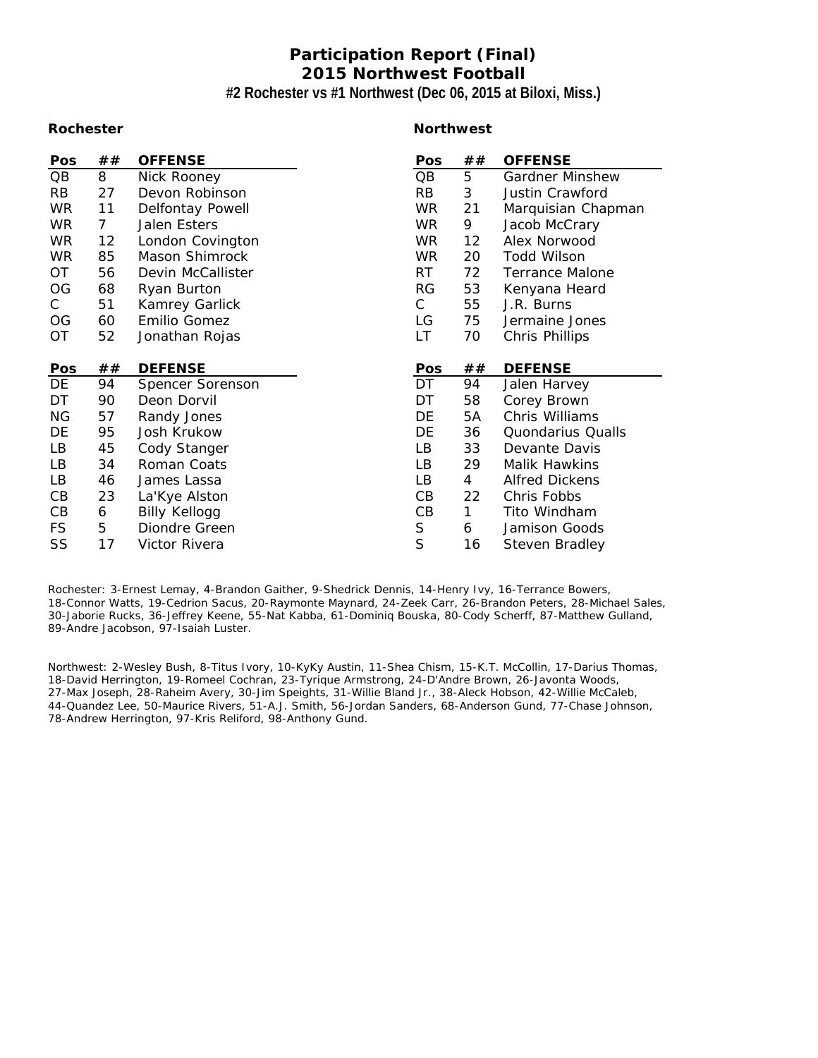# Participation Report (Final)
## 2015 Northwest Football
### #2 Rochester vs #1 Northwest (Dec 06, 2015 at Biloxi, Miss.)

**Rochester**

| Pos | ## | OFFENSE |
|---|---|---|
| QB | 8 | Nick Rooney |
| RB | 27 | Devon Robinson |
| WR | 11 | Delfontay Powell |
| WR | 7 | Jalen Esters |
| WR | 12 | London Covington |
| WR | 85 | Mason Shimrock |
| OT | 56 | Devin McCallister |
| OG | 68 | Ryan Burton |
| C | 51 | Kamrey Garlick |
| OG | 60 | Emilio Gomez |
| OT | 52 | Jonathan Rojas |

| Pos | ## | DEFENSE |
|---|---|---|
| DE | 94 | Spencer Sorenson |
| DT | 90 | Deon Dorvil |
| NG | 57 | Randy Jones |
| DE | 95 | Josh Krukow |
| LB | 45 | Cody Stanger |
| LB | 34 | Roman Coats |
| LB | 46 | James Lassa |
| CB | 23 | La'Kye Alston |
| CB | 6 | Billy Kellogg |
| FS | 5 | Diondre Green |
| SS | 17 | Victor Rivera |

**Northwest**

| Pos | ## | OFFENSE |
|---|---|---|
| QB | 5 | Gardner Minshew |
| RB | 3 | Justin Crawford |
| WR | 21 | Marquisian Chapman |
| WR | 9 | Jacob McCrary |
| WR | 12 | Alex Norwood |
| WR | 20 | Todd Wilson |
| RT | 72 | Terrance Malone |
| RG | 53 | Kenyana Heard |
| C | 55 | J.R. Burns |
| LG | 75 | Jermaine Jones |
| LT | 70 | Chris Phillips |

| Pos | ## | DEFENSE |
|---|---|---|
| DT | 94 | Jalen Harvey |
| DT | 58 | Corey Brown |
| DE | 5A | Chris Williams |
| DE | 36 | Quondarius Qualls |
| LB | 33 | Devante Davis |
| LB | 29 | Malik Hawkins |
| LB | 4 | Alfred Dickens |
| CB | 22 | Chris Fobbs |
| CB | 1 | Tito Windham |
| S | 6 | Jamison Goods |
| S | 16 | Steven Bradley |

Rochester: 3-Ernest Lemay, 4-Brandon Gaither, 9-Shedrick Dennis, 14-Henry Ivy, 16-Terrance Bowers, 18-Connor Watts, 19-Cedrion Sacus, 20-Raymonte Maynard, 24-Zeek Carr, 26-Brandon Peters, 28-Michael Sales, 30-Jaborie Rucks, 36-Jeffrey Keene, 55-Nat Kabba, 61-Dominiq Bouska, 80-Cody Scherff, 87-Matthew Gulland, 89-Andre Jacobson, 97-Isaiah Luster.

Northwest: 2-Wesley Bush, 8-Titus Ivory, 10-KyKy Austin, 11-Shea Chism, 15-K.T. McCollin, 17-Darius Thomas, 18-David Herrington, 19-Romeel Cochran, 23-Tyrique Armstrong, 24-D'Andre Brown, 26-Javonta Woods, 27-Max Joseph, 28-Raheim Avery, 30-Jim Speights, 31-Willie Bland Jr., 38-Aleck Hobson, 42-Willie McCaleb, 44-Quandez Lee, 50-Maurice Rivers, 51-A.J. Smith, 56-Jordan Sanders, 68-Anderson Gund, 77-Chase Johnson, 78-Andrew Herrington, 97-Kris Reliford, 98-Anthony Gund.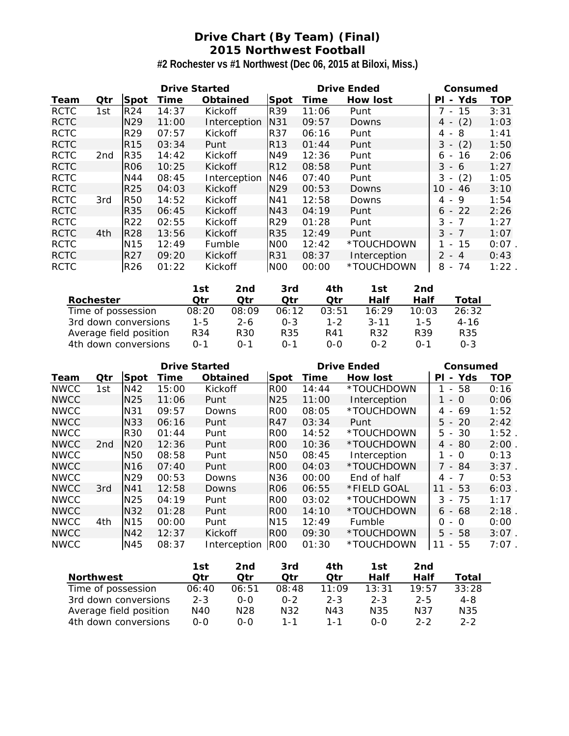# Drive Chart (By Team) (Final)
## 2015 Northwest Football
### #2 Rochester vs #1 Northwest (Dec 06, 2015 at Biloxi, Miss.)

| | | Drive Started | | | Drive Ended | | | Consumed | |
|---|---|---|---|---|---|---|---|---|---|
| **Team** | **Qtr** | **Spot** | **Time** | **Obtained** | **Spot** | **Time** | **How lost** | **Pl - Yds** | **TOP** |
| RCTC | 1st | R24 | 14:37 | Kickoff | R39 | 11:06 | Punt | 7 - 15 | 3:31 |
| RCTC | | N29 | 11:00 | Interception | N31 | 09:57 | Downs | 4 - (2) | 1:03 |
| RCTC | | R29 | 07:57 | Kickoff | R37 | 06:16 | Punt | 4 - 8 | 1:41 |
| RCTC | | R15 | 03:34 | Punt | R13 | 01:44 | Punt | 3 - (2) | 1:50 |
| RCTC | 2nd | R35 | 14:42 | Kickoff | N49 | 12:36 | Punt | 6 - 16 | 2:06 |
| RCTC | | R06 | 10:25 | Kickoff | R12 | 08:58 | Punt | 3 - 6 | 1:27 |
| RCTC | | N44 | 08:45 | Interception | N46 | 07:40 | Punt | 3 - (2) | 1:05 |
| RCTC | | R25 | 04:03 | Kickoff | N29 | 00:53 | Downs | 10 - 46 | 3:10 |
| RCTC | 3rd | R50 | 14:52 | Kickoff | N41 | 12:58 | Downs | 4 - 9 | 1:54 |
| RCTC | | R35 | 06:45 | Kickoff | N43 | 04:19 | Punt | 6 - 22 | 2:26 |
| RCTC | | R22 | 02:55 | Kickoff | R29 | 01:28 | Punt | 3 - 7 | 1:27 |
| RCTC | 4th | R28 | 13:56 | Kickoff | R35 | 12:49 | Punt | 3 - 7 | 1:07 |
| RCTC | | N15 | 12:49 | Fumble | N00 | 12:42 | *TOUCHDOWN | 1 - 15 | 0:07 . |
| RCTC | | R27 | 09:20 | Kickoff | R31 | 08:37 | Interception | 2 - 4 | 0:43 |
| RCTC | | R26 | 01:22 | Kickoff | N00 | 00:00 | *TOUCHDOWN | 8 - 74 | 1:22 . |

| Rochester | 1st Qtr | 2nd Qtr | 3rd Qtr | 4th Qtr | 1st Half | 2nd Half | Total |
|---|---|---|---|---|---|---|---|
| Time of possession | 08:20 | 08:09 | 06:12 | 03:51 | 16:29 | 10:03 | 26:32 |
| 3rd down conversions | 1-5 | 2-6 | 0-3 | 1-2 | 3-11 | 1-5 | 4-16 |
| Average field position | R34 | R30 | R35 | R41 | R32 | R39 | R35 |
| 4th down conversions | 0-1 | 0-1 | 0-1 | 0-0 | 0-2 | 0-1 | 0-3 |

| | | Drive Started | | | Drive Ended | | | Consumed | |
|---|---|---|---|---|---|---|---|---|---|
| **Team** | **Qtr** | **Spot** | **Time** | **Obtained** | **Spot** | **Time** | **How lost** | **Pl - Yds** | **TOP** |
| NWCC | 1st | N42 | 15:00 | Kickoff | R00 | 14:44 | *TOUCHDOWN | 1 - 58 | 0:16 |
| NWCC | | N25 | 11:06 | Punt | N25 | 11:00 | Interception | 1 - 0 | 0:06 |
| NWCC | | N31 | 09:57 | Downs | R00 | 08:05 | *TOUCHDOWN | 4 - 69 | 1:52 |
| NWCC | | N33 | 06:16 | Punt | R47 | 03:34 | Punt | 5 - 20 | 2:42 |
| NWCC | | R30 | 01:44 | Punt | R00 | 14:52 | *TOUCHDOWN | 5 - 30 | 1:52 . |
| NWCC | 2nd | N20 | 12:36 | Punt | R00 | 10:36 | *TOUCHDOWN | 4 - 80 | 2:00 . |
| NWCC | | N50 | 08:58 | Punt | N50 | 08:45 | Interception | 1 - 0 | 0:13 |
| NWCC | | N16 | 07:40 | Punt | R00 | 04:03 | *TOUCHDOWN | 7 - 84 | 3:37 . |
| NWCC | | N29 | 00:53 | Downs | N36 | 00:00 | End of half | 4 - 7 | 0:53 |
| NWCC | 3rd | N41 | 12:58 | Downs | R06 | 06:55 | *FIELD GOAL | 11 - 53 | 6:03 . |
| NWCC | | N25 | 04:19 | Punt | R00 | 03:02 | *TOUCHDOWN | 3 - 75 | 1:17 |
| NWCC | | N32 | 01:28 | Punt | R00 | 14:10 | *TOUCHDOWN | 6 - 68 | 2:18 . |
| NWCC | 4th | N15 | 00:00 | Punt | N15 | 12:49 | Fumble | 0 - 0 | 0:00 |
| NWCC | | N42 | 12:37 | Kickoff | R00 | 09:30 | *TOUCHDOWN | 5 - 58 | 3:07 . |
| NWCC | | N45 | 08:37 | Interception | R00 | 01:30 | *TOUCHDOWN | 11 - 55 | 7:07 . |

| Northwest | 1st Qtr | 2nd Qtr | 3rd Qtr | 4th Qtr | 1st Half | 2nd Half | Total |
|---|---|---|---|---|---|---|---|
| Time of possession | 06:40 | 06:51 | 08:48 | 11:09 | 13:31 | 19:57 | 33:28 |
| 3rd down conversions | 2-3 | 0-0 | 0-2 | 2-3 | 2-3 | 2-5 | 4-8 |
| Average field position | N40 | N28 | N32 | N43 | N35 | N37 | N35 |
| 4th down conversions | 0-0 | 0-0 | 1-1 | 1-1 | 0-0 | 2-2 | 2-2 |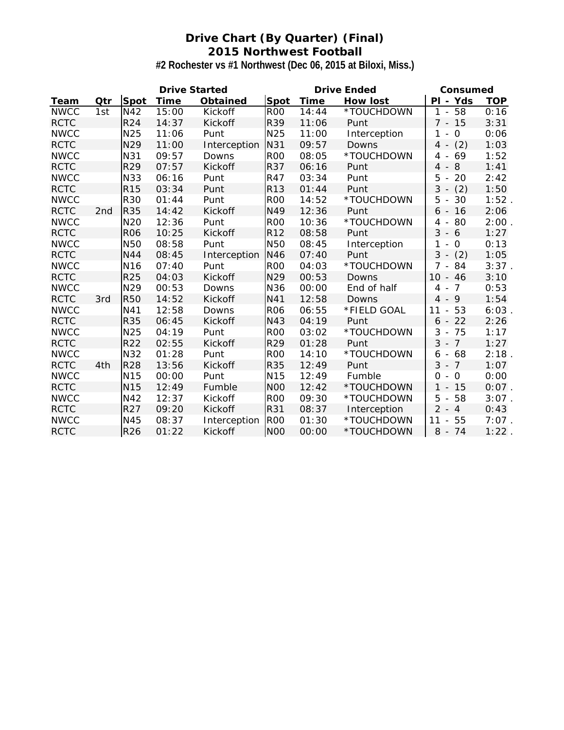# Drive Chart (By Quarter) (Final)
## 2015 Northwest Football
### #2 Rochester vs #1 Northwest (Dec 06, 2015 at Biloxi, Miss.)

| | | Drive Started | | | Drive Ended | | | Consumed | |
|---|---|---|---|---|---|---|---|---|---|
| Team | Qtr | Spot | Time | Obtained | Spot | Time | How lost | Pl - Yds | TOP |
| NWCC | 1st | N42 | 15:00 | Kickoff | R00 | 14:44 | *TOUCHDOWN | 1 - 58 | 0:16 |
| RCTC | | R24 | 14:37 | Kickoff | R39 | 11:06 | Punt | 7 - 15 | 3:31 |
| NWCC | | N25 | 11:06 | Punt | N25 | 11:00 | Interception | 1 - 0 | 0:06 |
| RCTC | | N29 | 11:00 | Interception | N31 | 09:57 | Downs | 4 - (2) | 1:03 |
| NWCC | | N31 | 09:57 | Downs | R00 | 08:05 | *TOUCHDOWN | 4 - 69 | 1:52 |
| RCTC | | R29 | 07:57 | Kickoff | R37 | 06:16 | Punt | 4 - 8 | 1:41 |
| NWCC | | N33 | 06:16 | Punt | R47 | 03:34 | Punt | 5 - 20 | 2:42 |
| RCTC | | R15 | 03:34 | Punt | R13 | 01:44 | Punt | 3 - (2) | 1:50 |
| NWCC | | R30 | 01:44 | Punt | R00 | 14:52 | *TOUCHDOWN | 5 - 30 | 1:52 . |
| RCTC | 2nd | R35 | 14:42 | Kickoff | N49 | 12:36 | Punt | 6 - 16 | 2:06 |
| NWCC | | N20 | 12:36 | Punt | R00 | 10:36 | *TOUCHDOWN | 4 - 80 | 2:00 . |
| RCTC | | R06 | 10:25 | Kickoff | R12 | 08:58 | Punt | 3 - 6 | 1:27 |
| NWCC | | N50 | 08:58 | Punt | N50 | 08:45 | Interception | 1 - 0 | 0:13 |
| RCTC | | N44 | 08:45 | Interception | N46 | 07:40 | Punt | 3 - (2) | 1:05 |
| NWCC | | N16 | 07:40 | Punt | R00 | 04:03 | *TOUCHDOWN | 7 - 84 | 3:37 . |
| RCTC | | R25 | 04:03 | Kickoff | N29 | 00:53 | Downs | 10 - 46 | 3:10 |
| NWCC | | N29 | 00:53 | Downs | N36 | 00:00 | End of half | 4 - 7 | 0:53 |
| RCTC | 3rd | R50 | 14:52 | Kickoff | N41 | 12:58 | Downs | 4 - 9 | 1:54 |
| NWCC | | N41 | 12:58 | Downs | R06 | 06:55 | *FIELD GOAL | 11 - 53 | 6:03 . |
| RCTC | | R35 | 06:45 | Kickoff | N43 | 04:19 | Punt | 6 - 22 | 2:26 |
| NWCC | | N25 | 04:19 | Punt | R00 | 03:02 | *TOUCHDOWN | 3 - 75 | 1:17 |
| RCTC | | R22 | 02:55 | Kickoff | R29 | 01:28 | Punt | 3 - 7 | 1:27 |
| NWCC | | N32 | 01:28 | Punt | R00 | 14:10 | *TOUCHDOWN | 6 - 68 | 2:18 . |
| RCTC | 4th | R28 | 13:56 | Kickoff | R35 | 12:49 | Punt | 3 - 7 | 1:07 |
| NWCC | | N15 | 00:00 | Punt | N15 | 12:49 | Fumble | 0 - 0 | 0:00 |
| RCTC | | N15 | 12:49 | Fumble | N00 | 12:42 | *TOUCHDOWN | 1 - 15 | 0:07 . |
| NWCC | | N42 | 12:37 | Kickoff | R00 | 09:30 | *TOUCHDOWN | 5 - 58 | 3:07 . |
| RCTC | | R27 | 09:20 | Kickoff | R31 | 08:37 | Interception | 2 - 4 | 0:43 |
| NWCC | | N45 | 08:37 | Interception | R00 | 01:30 | *TOUCHDOWN | 11 - 55 | 7:07 . |
| RCTC | | R26 | 01:22 | Kickoff | N00 | 00:00 | *TOUCHDOWN | 8 - 74 | 1:22 . |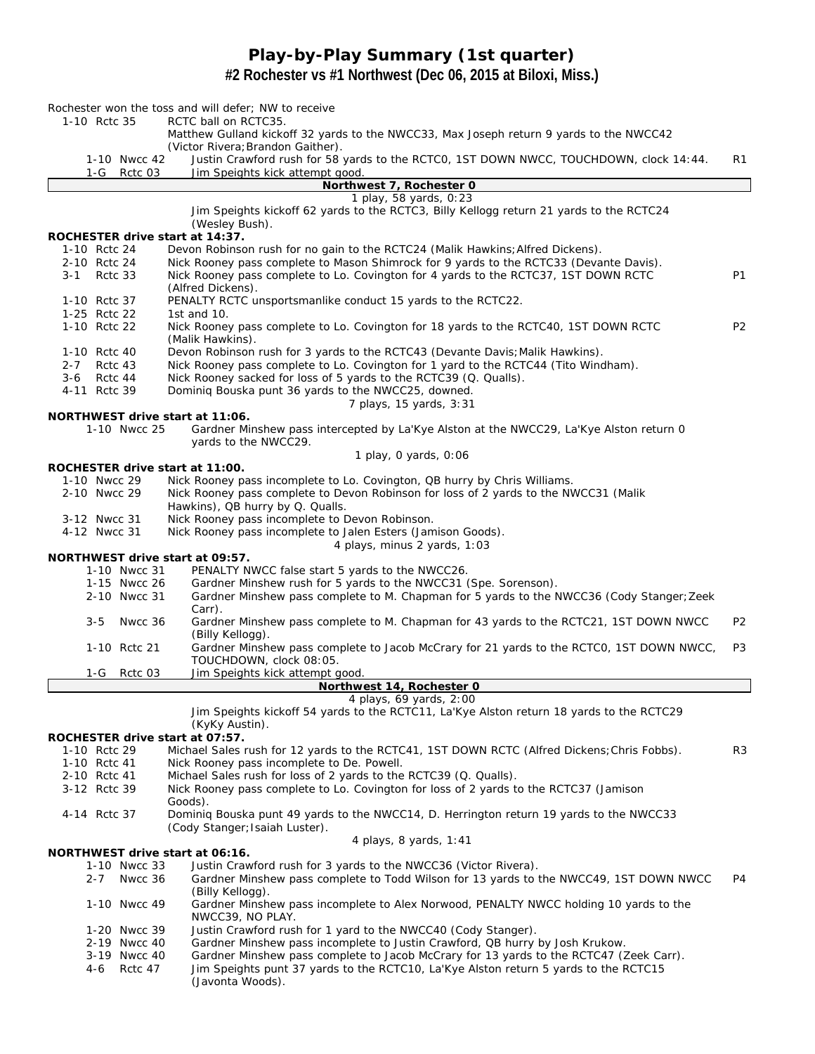# Play-by-Play Summary (1st quarter)

## #2 Rochester vs #1 Northwest (Dec 06, 2015 at Biloxi, Miss.)

Rochester won the toss and will defer; NW to receive

| | | |
|---|---|---|
| 1-10 Rctc 35 | RCTC ball on RCTC35. | |
| | Matthew Gulland kickoff 32 yards to the NWCC33, Max Joseph return 9 yards to the NWCC42 (Victor Rivera;Brandon Gaither). | |
| 1-10 Nwcc 42 | Justin Crawford rush for 58 yards to the RCTC0, 1ST DOWN NWCC, TOUCHDOWN, clock 14:44. | R1 |
| 1-G Rctc 03 | Jim Speights kick attempt good. | |

**Northwest 7, Rochester 0**

1 play, 58 yards, 0:23

Jim Speights kickoff 62 yards to the RCTC3, Billy Kellogg return 21 yards to the RCTC24 (Wesley Bush).

**ROCHESTER drive start at 14:37.**

| | | |
|---|---|---|
| 1-10 Rctc 24 | Devon Robinson rush for no gain to the RCTC24 (Malik Hawkins;Alfred Dickens). | |
| 2-10 Rctc 24 | Nick Rooney pass complete to Mason Shimrock for 9 yards to the RCTC33 (Devante Davis). | |
| 3-1 Rctc 33 | Nick Rooney pass complete to Lo. Covington for 4 yards to the RCTC37, 1ST DOWN RCTC (Alfred Dickens). | P1 |
| 1-10 Rctc 37 | PENALTY RCTC unsportsmanlike conduct 15 yards to the RCTC22. | |
| 1-25 Rctc 22 | 1st and 10. | |
| 1-10 Rctc 22 | Nick Rooney pass complete to Lo. Covington for 18 yards to the RCTC40, 1ST DOWN RCTC (Malik Hawkins). | P2 |
| 1-10 Rctc 40 | Devon Robinson rush for 3 yards to the RCTC43 (Devante Davis;Malik Hawkins). | |
| 2-7 Rctc 43 | Nick Rooney pass complete to Lo. Covington for 1 yard to the RCTC44 (Tito Windham). | |
| 3-6 Rctc 44 | Nick Rooney sacked for loss of 5 yards to the RCTC39 (Q. Qualls). | |
| 4-11 Rctc 39 | Dominiq Bouska punt 36 yards to the NWCC25, downed. | |

7 plays, 15 yards, 3:31

**NORTHWEST drive start at 11:06.**

| | | |
|---|---|---|
| 1-10 Nwcc 25 | Gardner Minshew pass intercepted by La'Kye Alston at the NWCC29, La'Kye Alston return 0 yards to the NWCC29. | |

1 play, 0 yards, 0:06

**ROCHESTER drive start at 11:00.**

| | | |
|---|---|---|
| 1-10 Nwcc 29 | Nick Rooney pass incomplete to Lo. Covington, QB hurry by Chris Williams. | |
| 2-10 Nwcc 29 | Nick Rooney pass complete to Devon Robinson for loss of 2 yards to the NWCC31 (Malik Hawkins), QB hurry by Q. Qualls. | |
| 3-12 Nwcc 31 | Nick Rooney pass incomplete to Devon Robinson. | |
| 4-12 Nwcc 31 | Nick Rooney pass incomplete to Jalen Esters (Jamison Goods). | |

4 plays, minus 2 yards, 1:03

**NORTHWEST drive start at 09:57.**

| | | |
|---|---|---|
| 1-10 Nwcc 31 | PENALTY NWCC false start 5 yards to the NWCC26. | |
| 1-15 Nwcc 26 | Gardner Minshew rush for 5 yards to the NWCC31 (Spe. Sorenson). | |
| 2-10 Nwcc 31 | Gardner Minshew pass complete to M. Chapman for 5 yards to the NWCC36 (Cody Stanger;Zeek Carr). | |
| 3-5 Nwcc 36 | Gardner Minshew pass complete to M. Chapman for 43 yards to the RCTC21, 1ST DOWN NWCC (Billy Kellogg). | P2 |
| 1-10 Rctc 21 | Gardner Minshew pass complete to Jacob McCrary for 21 yards to the RCTC0, 1ST DOWN NWCC, TOUCHDOWN, clock 08:05. | P3 |
| 1-G Rctc 03 | Jim Speights kick attempt good. | |

**Northwest 14, Rochester 0**

4 plays, 69 yards, 2:00

Jim Speights kickoff 54 yards to the RCTC11, La'Kye Alston return 18 yards to the RCTC29 (KyKy Austin).

**ROCHESTER drive start at 07:57.**

| | | |
|---|---|---|
| 1-10 Rctc 29 | Michael Sales rush for 12 yards to the RCTC41, 1ST DOWN RCTC (Alfred Dickens;Chris Fobbs). | R3 |
| 1-10 Rctc 41 | Nick Rooney pass incomplete to De. Powell. | |
| 2-10 Rctc 41 | Michael Sales rush for loss of 2 yards to the RCTC39 (Q. Qualls). | |
| 3-12 Rctc 39 | Nick Rooney pass complete to Lo. Covington for loss of 2 yards to the RCTC37 (Jamison Goods). | |
| 4-14 Rctc 37 | Dominiq Bouska punt 49 yards to the NWCC14, D. Herrington return 19 yards to the NWCC33 (Cody Stanger;Isaiah Luster). | |

4 plays, 8 yards, 1:41

**NORTHWEST drive start at 06:16.**

| | | |
|---|---|---|
| 1-10 Nwcc 33 | Justin Crawford rush for 3 yards to the NWCC36 (Victor Rivera). | |
| 2-7 Nwcc 36 | Gardner Minshew pass complete to Todd Wilson for 13 yards to the NWCC49, 1ST DOWN NWCC (Billy Kellogg). | P4 |
| 1-10 Nwcc 49 | Gardner Minshew pass incomplete to Alex Norwood, PENALTY NWCC holding 10 yards to the NWCC39, NO PLAY. | |
| 1-20 Nwcc 39 | Justin Crawford rush for 1 yard to the NWCC40 (Cody Stanger). | |
| 2-19 Nwcc 40 | Gardner Minshew pass incomplete to Justin Crawford, QB hurry by Josh Krukow. | |
| 3-19 Nwcc 40 | Gardner Minshew pass complete to Jacob McCrary for 13 yards to the RCTC47 (Zeek Carr). | |
| 4-6 Rctc 47 | Jim Speights punt 37 yards to the RCTC10, La'Kye Alston return 5 yards to the RCTC15 (Javonta Woods). | |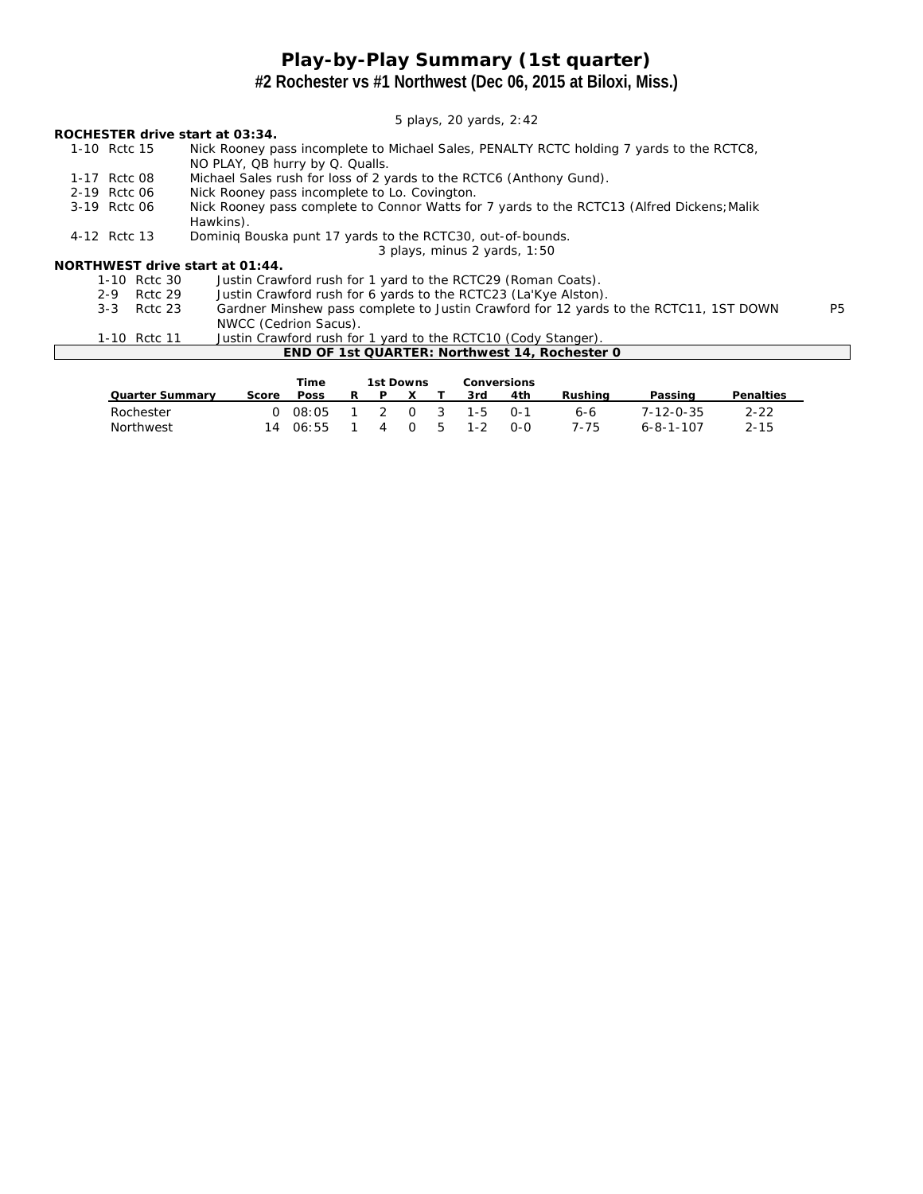# Play-by-Play Summary (1st quarter)

## #2 Rochester vs #1 Northwest (Dec 06, 2015 at Biloxi, Miss.)

5 plays, 20 yards, 2:42

**ROCHESTER drive start at 03:34.**

| Down | Play | |
|---|---|---|
| 1-10 Rctc 15 | Nick Rooney pass incomplete to Michael Sales, PENALTY RCTC holding 7 yards to the RCTC8, NO PLAY, QB hurry by Q. Qualls. | |
| 1-17 Rctc 08 | Michael Sales rush for loss of 2 yards to the RCTC6 (Anthony Gund). | |
| 2-19 Rctc 06 | Nick Rooney pass incomplete to Lo. Covington. | |
| 3-19 Rctc 06 | Nick Rooney pass complete to Connor Watts for 7 yards to the RCTC13 (Alfred Dickens;Malik Hawkins). | |
| 4-12 Rctc 13 | Dominiq Bouska punt 17 yards to the RCTC30, out-of-bounds. | |

3 plays, minus 2 yards, 1:50

**NORTHWEST drive start at 01:44.**

| Down | Play | |
|---|---|---|
| 1-10 Rctc 30 | Justin Crawford rush for 1 yard to the RCTC29 (Roman Coats). | |
| 2-9 Rctc 29 | Justin Crawford rush for 6 yards to the RCTC23 (La'Kye Alston). | |
| 3-3 Rctc 23 | Gardner Minshew pass complete to Justin Crawford for 12 yards to the RCTC11, 1ST DOWN NWCC (Cedrion Sacus). | P5 |
| 1-10 Rctc 11 | Justin Crawford rush for 1 yard to the RCTC10 (Cody Stanger). | |

**END OF 1st QUARTER: Northwest 14, Rochester 0**

| Quarter Summary | Score | Time Poss | 1st Downs R | P | X | T | Conversions 3rd | 4th | Rushing | Passing | Penalties |
|---|---|---|---|---|---|---|---|---|---|---|---|
| Rochester | 0 | 08:05 | 1 | 2 | 0 | 3 | 1-5 | 0-1 | 6-6 | 7-12-0-35 | 2-22 |
| Northwest | 14 | 06:55 | 1 | 4 | 0 | 5 | 1-2 | 0-0 | 7-75 | 6-8-1-107 | 2-15 |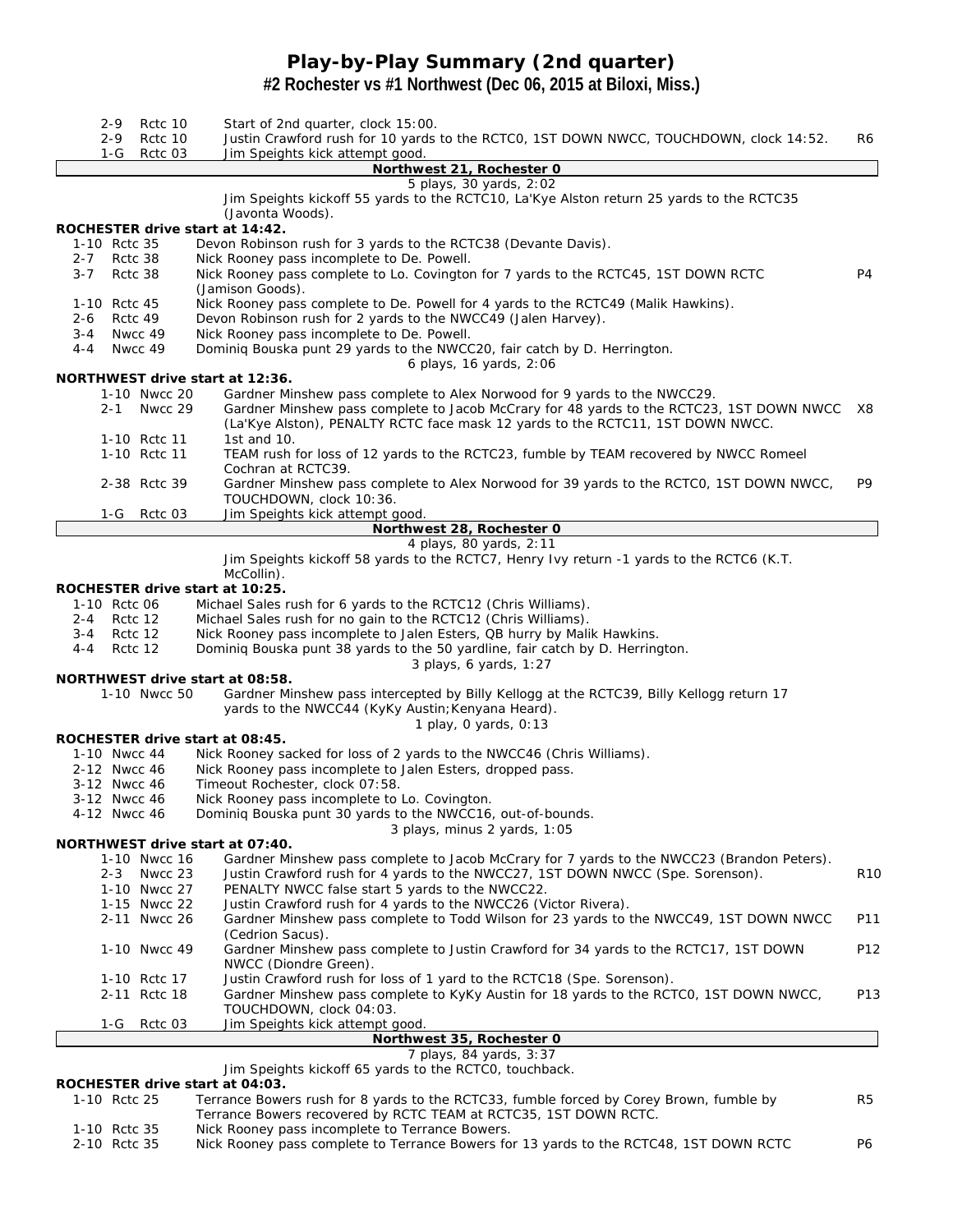# Play-by-Play Summary (2nd quarter)

## #2 Rochester vs #1 Northwest (Dec 06, 2015 at Biloxi, Miss.)

| Down | Spot | Play | |
|---|---|---|---|
| 2-9 | Rctc 10 | Start of 2nd quarter, clock 15:00. | |
| 2-9 | Rctc 10 | Justin Crawford rush for 10 yards to the RCTC0, 1ST DOWN NWCC, TOUCHDOWN, clock 14:52. | R6 |
| 1-G | Rctc 03 | Jim Speights kick attempt good. | |

**Northwest 21, Rochester 0**

5 plays, 30 yards, 2:02

Jim Speights kickoff 55 yards to the RCTC10, La'Kye Alston return 25 yards to the RCTC35 (Javonta Woods).

**ROCHESTER drive start at 14:42.**

| Down | Spot | Play | |
|---|---|---|---|
| 1-10 | Rctc 35 | Devon Robinson rush for 3 yards to the RCTC38 (Devante Davis). | |
| 2-7 | Rctc 38 | Nick Rooney pass incomplete to De. Powell. | |
| 3-7 | Rctc 38 | Nick Rooney pass complete to Lo. Covington for 7 yards to the RCTC45, 1ST DOWN RCTC (Jamison Goods). | P4 |
| 1-10 | Rctc 45 | Nick Rooney pass complete to De. Powell for 4 yards to the RCTC49 (Malik Hawkins). | |
| 2-6 | Rctc 49 | Devon Robinson rush for 2 yards to the NWCC49 (Jalen Harvey). | |
| 3-4 | Nwcc 49 | Nick Rooney pass incomplete to De. Powell. | |
| 4-4 | Nwcc 49 | Dominiq Bouska punt 29 yards to the NWCC20, fair catch by D. Herrington. | |

6 plays, 16 yards, 2:06

**NORTHWEST drive start at 12:36.**

| Down | Spot | Play | |
|---|---|---|---|
| 1-10 | Nwcc 20 | Gardner Minshew pass complete to Alex Norwood for 9 yards to the NWCC29. | |
| 2-1 | Nwcc 29 | Gardner Minshew pass complete to Jacob McCrary for 48 yards to the RCTC23, 1ST DOWN NWCC (La'Kye Alston), PENALTY RCTC face mask 12 yards to the RCTC11, 1ST DOWN NWCC. | X8 |
| 1-10 | Rctc 11 | 1st and 10. | |
| 1-10 | Rctc 11 | TEAM rush for loss of 12 yards to the RCTC23, fumble by TEAM recovered by NWCC Romeel Cochran at RCTC39. | |
| 2-38 | Rctc 39 | Gardner Minshew pass complete to Alex Norwood for 39 yards to the RCTC0, 1ST DOWN NWCC, TOUCHDOWN, clock 10:36. | P9 |
| 1-G | Rctc 03 | Jim Speights kick attempt good. | |

**Northwest 28, Rochester 0**

4 plays, 80 yards, 2:11

Jim Speights kickoff 58 yards to the RCTC7, Henry Ivy return -1 yards to the RCTC6 (K.T. McCollin).

**ROCHESTER drive start at 10:25.**

| Down | Spot | Play | |
|---|---|---|---|
| 1-10 | Rctc 06 | Michael Sales rush for 6 yards to the RCTC12 (Chris Williams). | |
| 2-4 | Rctc 12 | Michael Sales rush for no gain to the RCTC12 (Chris Williams). | |
| 3-4 | Rctc 12 | Nick Rooney pass incomplete to Jalen Esters, QB hurry by Malik Hawkins. | |
| 4-4 | Rctc 12 | Dominiq Bouska punt 38 yards to the 50 yardline, fair catch by D. Herrington. | |

3 plays, 6 yards, 1:27

**NORTHWEST drive start at 08:58.**

| Down | Spot | Play | |
|---|---|---|---|
| 1-10 | Nwcc 50 | Gardner Minshew pass intercepted by Billy Kellogg at the RCTC39, Billy Kellogg return 17 yards to the NWCC44 (KyKy Austin;Kenyana Heard). | |

1 play, 0 yards, 0:13

**ROCHESTER drive start at 08:45.**

| Down | Spot | Play | |
|---|---|---|---|
| 1-10 | Nwcc 44 | Nick Rooney sacked for loss of 2 yards to the NWCC46 (Chris Williams). | |
| 2-12 | Nwcc 46 | Nick Rooney pass incomplete to Jalen Esters, dropped pass. | |
| 3-12 | Nwcc 46 | Timeout Rochester, clock 07:58. | |
| 3-12 | Nwcc 46 | Nick Rooney pass incomplete to Lo. Covington. | |
| 4-12 | Nwcc 46 | Dominiq Bouska punt 30 yards to the NWCC16, out-of-bounds. | |

3 plays, minus 2 yards, 1:05

**NORTHWEST drive start at 07:40.**

| Down | Spot | Play | |
|---|---|---|---|
| 1-10 | Nwcc 16 | Gardner Minshew pass complete to Jacob McCrary for 7 yards to the NWCC23 (Brandon Peters). | |
| 2-3 | Nwcc 23 | Justin Crawford rush for 4 yards to the NWCC27, 1ST DOWN NWCC (Spe. Sorenson). | R10 |
| 1-10 | Nwcc 27 | PENALTY NWCC false start 5 yards to the NWCC22. | |
| 1-15 | Nwcc 22 | Justin Crawford rush for 4 yards to the NWCC26 (Victor Rivera). | |
| 2-11 | Nwcc 26 | Gardner Minshew pass complete to Todd Wilson for 23 yards to the NWCC49, 1ST DOWN NWCC (Cedrion Sacus). | P11 |
| 1-10 | Nwcc 49 | Gardner Minshew pass complete to Justin Crawford for 34 yards to the RCTC17, 1ST DOWN NWCC (Diondre Green). | P12 |
| 1-10 | Rctc 17 | Justin Crawford rush for loss of 1 yard to the RCTC18 (Spe. Sorenson). | |
| 2-11 | Rctc 18 | Gardner Minshew pass complete to KyKy Austin for 18 yards to the RCTC0, 1ST DOWN NWCC, TOUCHDOWN, clock 04:03. | P13 |
| 1-G | Rctc 03 | Jim Speights kick attempt good. | |

**Northwest 35, Rochester 0**

7 plays, 84 yards, 3:37

Jim Speights kickoff 65 yards to the RCTC0, touchback.

**ROCHESTER drive start at 04:03.**

| Down | Spot | Play | |
|---|---|---|---|
| 1-10 | Rctc 25 | Terrance Bowers rush for 8 yards to the RCTC33, fumble forced by Corey Brown, fumble by Terrance Bowers recovered by RCTC TEAM at RCTC35, 1ST DOWN RCTC. | R5 |
| 1-10 | Rctc 35 | Nick Rooney pass incomplete to Terrance Bowers. | |
| 2-10 | Rctc 35 | Nick Rooney pass complete to Terrance Bowers for 13 yards to the RCTC48, 1ST DOWN RCTC | P6 |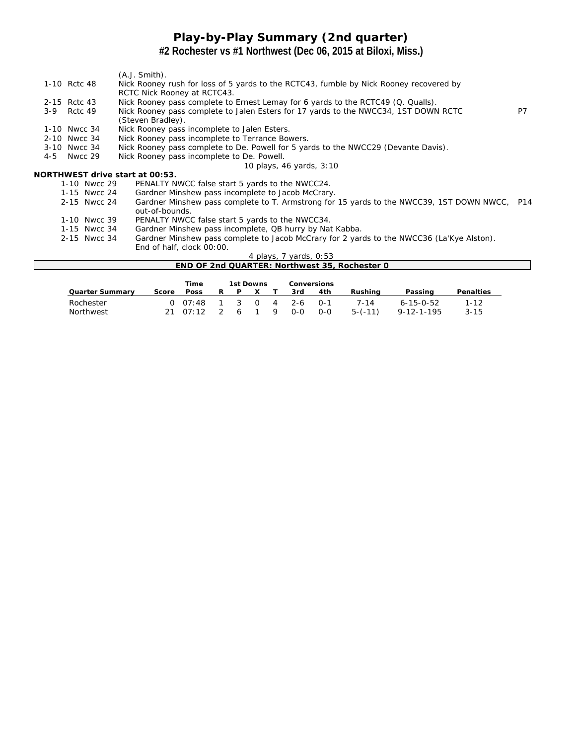# Play-by-Play Summary (2nd quarter)

## #2 Rochester vs #1 Northwest (Dec 06, 2015 at Biloxi, Miss.)

| | | |
|---|---|---|
| | (A.J. Smith). | |
| 1-10 Rctc 48 | Nick Rooney rush for loss of 5 yards to the RCTC43, fumble by Nick Rooney recovered by RCTC Nick Rooney at RCTC43. | |
| 2-15 Rctc 43 | Nick Rooney pass complete to Ernest Lemay for 6 yards to the RCTC49 (Q. Qualls). | |
| 3-9 Rctc 49 | Nick Rooney pass complete to Jalen Esters for 17 yards to the NWCC34, 1ST DOWN RCTC (Steven Bradley). | P7 |
| 1-10 Nwcc 34 | Nick Rooney pass incomplete to Jalen Esters. | |
| 2-10 Nwcc 34 | Nick Rooney pass incomplete to Terrance Bowers. | |
| 3-10 Nwcc 34 | Nick Rooney pass complete to De. Powell for 5 yards to the NWCC29 (Devante Davis). | |
| 4-5 Nwcc 29 | Nick Rooney pass incomplete to De. Powell. | |

10 plays, 46 yards, 3:10

**NORTHWEST drive start at 00:53.**

| | | |
|---|---|---|
| 1-10 Nwcc 29 | PENALTY NWCC false start 5 yards to the NWCC24. | |
| 1-15 Nwcc 24 | Gardner Minshew pass incomplete to Jacob McCrary. | |
| 2-15 Nwcc 24 | Gardner Minshew pass complete to T. Armstrong for 15 yards to the NWCC39, 1ST DOWN NWCC, out-of-bounds. | P14 |
| 1-10 Nwcc 39 | PENALTY NWCC false start 5 yards to the NWCC34. | |
| 1-15 Nwcc 34 | Gardner Minshew pass incomplete, QB hurry by Nat Kabba. | |
| 2-15 Nwcc 34 | Gardner Minshew pass complete to Jacob McCrary for 2 yards to the NWCC36 (La'Kye Alston). End of half, clock 00:00. | |

4 plays, 7 yards, 0:53

**END OF 2nd QUARTER: Northwest 35, Rochester 0**

| Quarter Summary | Score | Time Poss | 1st Downs R | P | X | T | Conversions 3rd | 4th | Rushing | Passing | Penalties |
|---|---|---|---|---|---|---|---|---|---|---|---|
| Rochester | 0 | 07:48 | 1 | 3 | 0 | 4 | 2-6 | 0-1 | 7-14 | 6-15-0-52 | 1-12 |
| Northwest | 21 | 07:12 | 2 | 6 | 1 | 9 | 0-0 | 0-0 | 5-(-11) | 9-12-1-195 | 3-15 |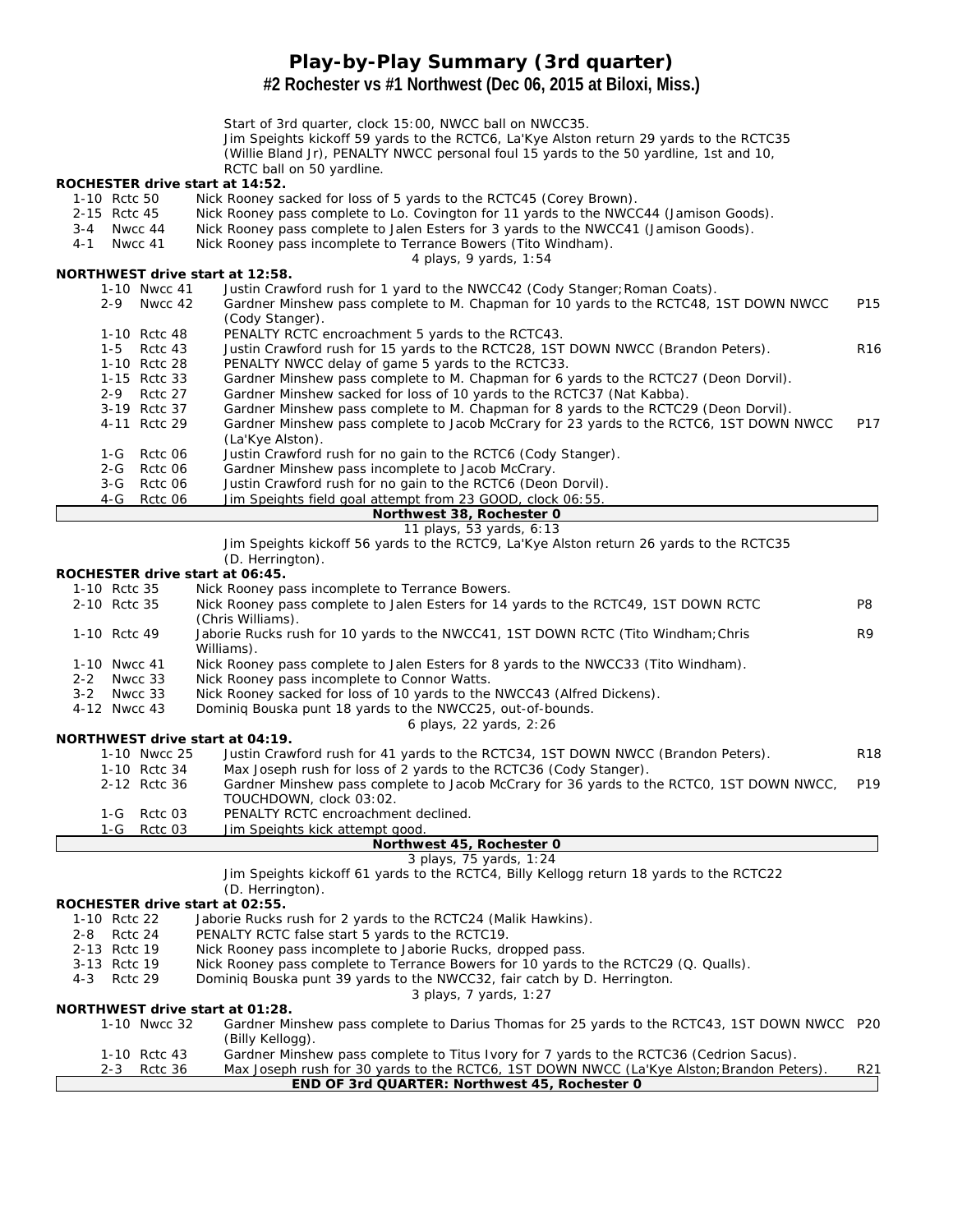# Play-by-Play Summary (3rd quarter)

## #2 Rochester vs #1 Northwest (Dec 06, 2015 at Biloxi, Miss.)

Start of 3rd quarter, clock 15:00, NWCC ball on NWCC35.
Jim Speights kickoff 59 yards to the RCTC6, La'Kye Alston return 29 yards to the RCTC35 (Willie Bland Jr), PENALTY NWCC personal foul 15 yards to the 50 yardline, 1st and 10, RCTC ball on 50 yardline.

**ROCHESTER drive start at 14:52.**

| Down | Play | |
|---|---|---|
| 1-10 Rctc 50 | Nick Rooney sacked for loss of 5 yards to the RCTC45 (Corey Brown). | |
| 2-15 Rctc 45 | Nick Rooney pass complete to Lo. Covington for 11 yards to the NWCC44 (Jamison Goods). | |
| 3-4 Nwcc 44 | Nick Rooney pass complete to Jalen Esters for 3 yards to the NWCC41 (Jamison Goods). | |
| 4-1 Nwcc 41 | Nick Rooney pass incomplete to Terrance Bowers (Tito Windham). | |

4 plays, 9 yards, 1:54

**NORTHWEST drive start at 12:58.**

| Down | Play | |
|---|---|---|
| 1-10 Nwcc 41 | Justin Crawford rush for 1 yard to the NWCC42 (Cody Stanger;Roman Coats). | |
| 2-9 Nwcc 42 | Gardner Minshew pass complete to M. Chapman for 10 yards to the RCTC48, 1ST DOWN NWCC (Cody Stanger). | P15 |
| 1-10 Rctc 48 | PENALTY RCTC encroachment 5 yards to the RCTC43. | |
| 1-5 Rctc 43 | Justin Crawford rush for 15 yards to the RCTC28, 1ST DOWN NWCC (Brandon Peters). | R16 |
| 1-10 Rctc 28 | PENALTY NWCC delay of game 5 yards to the RCTC33. | |
| 1-15 Rctc 33 | Gardner Minshew pass complete to M. Chapman for 6 yards to the RCTC27 (Deon Dorvil). | |
| 2-9 Rctc 27 | Gardner Minshew sacked for loss of 10 yards to the RCTC37 (Nat Kabba). | |
| 3-19 Rctc 37 | Gardner Minshew pass complete to M. Chapman for 8 yards to the RCTC29 (Deon Dorvil). | |
| 4-11 Rctc 29 | Gardner Minshew pass complete to Jacob McCrary for 23 yards to the RCTC6, 1ST DOWN NWCC (La'Kye Alston). | P17 |
| 1-G Rctc 06 | Justin Crawford rush for no gain to the RCTC6 (Cody Stanger). | |
| 2-G Rctc 06 | Gardner Minshew pass incomplete to Jacob McCrary. | |
| 3-G Rctc 06 | Justin Crawford rush for no gain to the RCTC6 (Deon Dorvil). | |
| 4-G Rctc 06 | Jim Speights field goal attempt from 23 GOOD, clock 06:55. | |

**Northwest 38, Rochester 0**

11 plays, 53 yards, 6:13

Jim Speights kickoff 56 yards to the RCTC9, La'Kye Alston return 26 yards to the RCTC35 (D. Herrington).

**ROCHESTER drive start at 06:45.**

| Down | Play | |
|---|---|---|
| 1-10 Rctc 35 | Nick Rooney pass incomplete to Terrance Bowers. | |
| 2-10 Rctc 35 | Nick Rooney pass complete to Jalen Esters for 14 yards to the RCTC49, 1ST DOWN RCTC (Chris Williams). | P8 |
| 1-10 Rctc 49 | Jaborie Rucks rush for 10 yards to the NWCC41, 1ST DOWN RCTC (Tito Windham;Chris Williams). | R9 |
| 1-10 Nwcc 41 | Nick Rooney pass complete to Jalen Esters for 8 yards to the NWCC33 (Tito Windham). | |
| 2-2 Nwcc 33 | Nick Rooney pass incomplete to Connor Watts. | |
| 3-2 Nwcc 33 | Nick Rooney sacked for loss of 10 yards to the NWCC43 (Alfred Dickens). | |
| 4-12 Nwcc 43 | Dominiq Bouska punt 18 yards to the NWCC25, out-of-bounds. | |

6 plays, 22 yards, 2:26

**NORTHWEST drive start at 04:19.**

| Down | Play | |
|---|---|---|
| 1-10 Nwcc 25 | Justin Crawford rush for 41 yards to the RCTC34, 1ST DOWN NWCC (Brandon Peters). | R18 |
| 1-10 Rctc 34 | Max Joseph rush for loss of 2 yards to the RCTC36 (Cody Stanger). | |
| 2-12 Rctc 36 | Gardner Minshew pass complete to Jacob McCrary for 36 yards to the RCTC0, 1ST DOWN NWCC, TOUCHDOWN, clock 03:02. | P19 |
| 1-G Rctc 03 | PENALTY RCTC encroachment declined. | |
| 1-G Rctc 03 | Jim Speights kick attempt good. | |

**Northwest 45, Rochester 0**

3 plays, 75 yards, 1:24

Jim Speights kickoff 61 yards to the RCTC4, Billy Kellogg return 18 yards to the RCTC22 (D. Herrington).

**ROCHESTER drive start at 02:55.**

| Down | Play | |
|---|---|---|
| 1-10 Rctc 22 | Jaborie Rucks rush for 2 yards to the RCTC24 (Malik Hawkins). | |
| 2-8 Rctc 24 | PENALTY RCTC false start 5 yards to the RCTC19. | |
| 2-13 Rctc 19 | Nick Rooney pass incomplete to Jaborie Rucks, dropped pass. | |
| 3-13 Rctc 19 | Nick Rooney pass complete to Terrance Bowers for 10 yards to the RCTC29 (Q. Qualls). | |
| 4-3 Rctc 29 | Dominiq Bouska punt 39 yards to the NWCC32, fair catch by D. Herrington. | |

3 plays, 7 yards, 1:27

**NORTHWEST drive start at 01:28.**

| Down | Play | |
|---|---|---|
| 1-10 Nwcc 32 | Gardner Minshew pass complete to Darius Thomas for 25 yards to the RCTC43, 1ST DOWN NWCC (Billy Kellogg). | P20 |
| 1-10 Rctc 43 | Gardner Minshew pass complete to Titus Ivory for 7 yards to the RCTC36 (Cedrion Sacus). | |
| 2-3 Rctc 36 | Max Joseph rush for 30 yards to the RCTC6, 1ST DOWN NWCC (La'Kye Alston;Brandon Peters). | R21 |

**END OF 3rd QUARTER: Northwest 45, Rochester 0**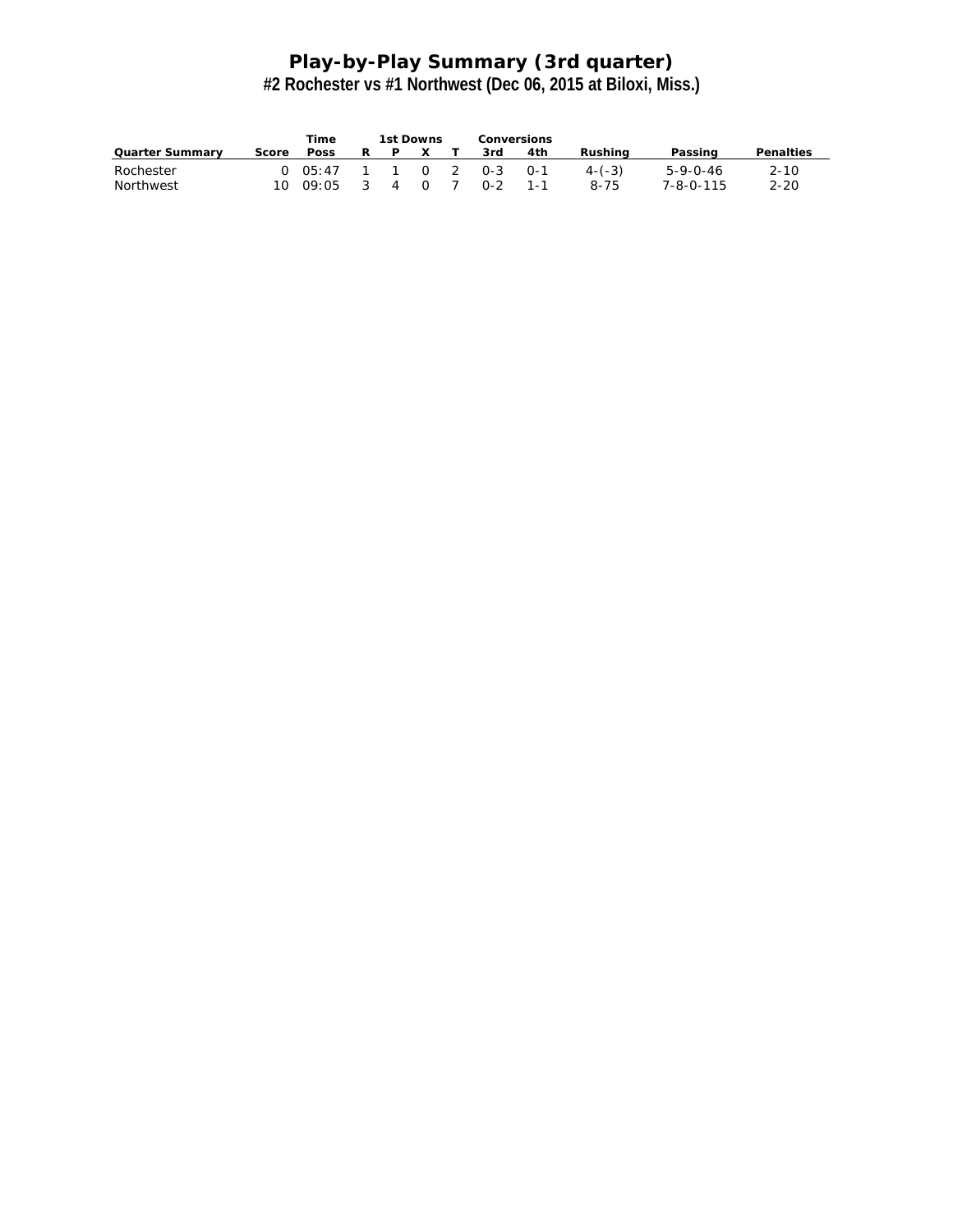# Play-by-Play Summary (3rd quarter)

## #2 Rochester vs #1 Northwest (Dec 06, 2015 at Biloxi, Miss.)

| | | Time | 1st Downs | | | | Conversions | | | | |
|---|---|---|---|---|---|---|---|---|---|---|---|
| Quarter Summary | Score | Poss | R | P | X | T | 3rd | 4th | Rushing | Passing | Penalties |
| Rochester | 0 | 05:47 | 1 | 1 | 0 | 2 | 0-3 | 0-1 | 4-(-3) | 5-9-0-46 | 2-10 |
| Northwest | 10 | 09:05 | 3 | 4 | 0 | 7 | 0-2 | 1-1 | 8-75 | 7-8-0-115 | 2-20 |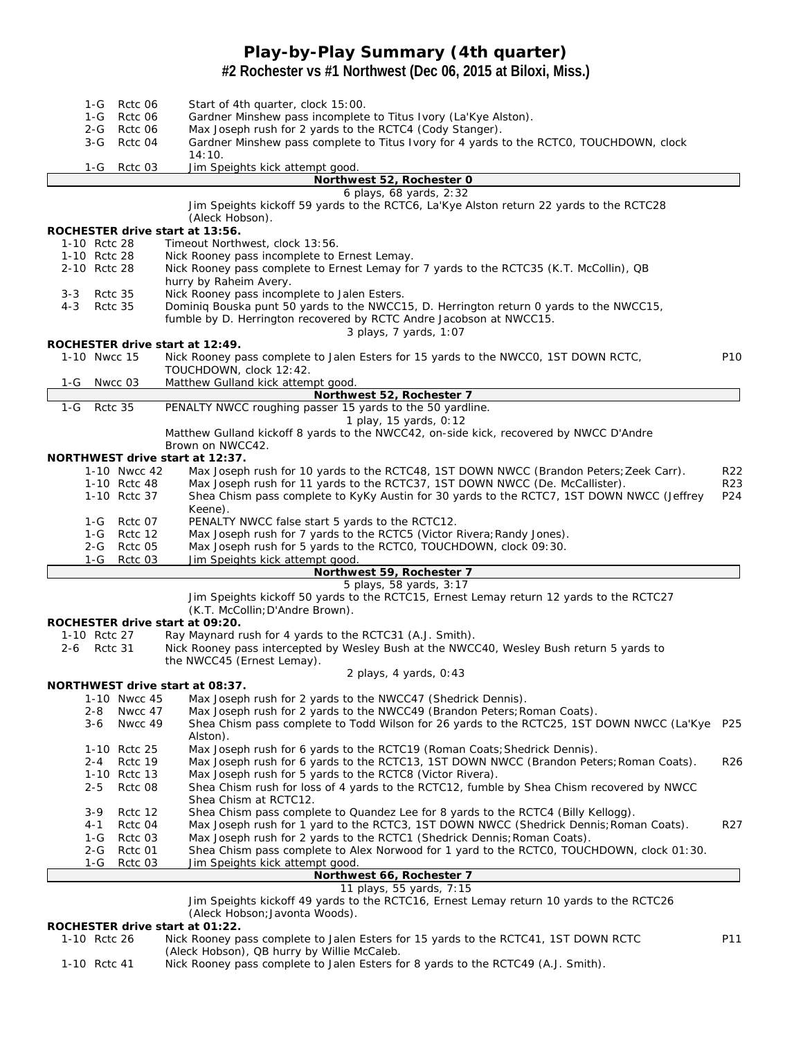# Play-by-Play Summary (4th quarter)

## #2 Rochester vs #1 Northwest (Dec 06, 2015 at Biloxi, Miss.)

| Down | Spot | Play | |
|---|---|---|---|
| 1-G | Rctc 06 | Start of 4th quarter, clock 15:00. | |
| 1-G | Rctc 06 | Gardner Minshew pass incomplete to Titus Ivory (La'Kye Alston). | |
| 2-G | Rctc 06 | Max Joseph rush for 2 yards to the RCTC4 (Cody Stanger). | |
| 3-G | Rctc 04 | Gardner Minshew pass complete to Titus Ivory for 4 yards to the RCTC0, TOUCHDOWN, clock 14:10. | |
| 1-G | Rctc 03 | Jim Speights kick attempt good. | |

**Northwest 52, Rochester 0**

6 plays, 68 yards, 2:32

Jim Speights kickoff 59 yards to the RCTC6, La'Kye Alston return 22 yards to the RCTC28 (Aleck Hobson).

**ROCHESTER drive start at 13:56.**

| Down | Spot | Play | |
|---|---|---|---|
| 1-10 | Rctc 28 | Timeout Northwest, clock 13:56. | |
| 1-10 | Rctc 28 | Nick Rooney pass incomplete to Ernest Lemay. | |
| 2-10 | Rctc 28 | Nick Rooney pass complete to Ernest Lemay for 7 yards to the RCTC35 (K.T. McCollin), QB hurry by Raheim Avery. | |
| 3-3 | Rctc 35 | Nick Rooney pass incomplete to Jalen Esters. | |
| 4-3 | Rctc 35 | Dominiq Bouska punt 50 yards to the NWCC15, D. Herrington return 0 yards to the NWCC15, fumble by D. Herrington recovered by RCTC Andre Jacobson at NWCC15. | |

3 plays, 7 yards, 1:07

**ROCHESTER drive start at 12:49.**

| Down | Spot | Play | |
|---|---|---|---|
| 1-10 | Nwcc 15 | Nick Rooney pass complete to Jalen Esters for 15 yards to the NWCC0, 1ST DOWN RCTC, TOUCHDOWN, clock 12:42. | P10 |
| 1-G | Nwcc 03 | Matthew Gulland kick attempt good. | |

**Northwest 52, Rochester 7**

| Down | Spot | Play | |
|---|---|---|---|
| 1-G | Rctc 35 | PENALTY NWCC roughing passer 15 yards to the 50 yardline. | |

1 play, 15 yards, 0:12

Matthew Gulland kickoff 8 yards to the NWCC42, on-side kick, recovered by NWCC D'Andre Brown on NWCC42.

**NORTHWEST drive start at 12:37.**

| Down | Spot | Play | |
|---|---|---|---|
| 1-10 | Nwcc 42 | Max Joseph rush for 10 yards to the RCTC48, 1ST DOWN NWCC (Brandon Peters;Zeek Carr). | R22 |
| 1-10 | Rctc 48 | Max Joseph rush for 11 yards to the RCTC37, 1ST DOWN NWCC (De. McCallister). | R23 |
| 1-10 | Rctc 37 | Shea Chism pass complete to KyKy Austin for 30 yards to the RCTC7, 1ST DOWN NWCC (Jeffrey Keene). | P24 |
| 1-G | Rctc 07 | PENALTY NWCC false start 5 yards to the RCTC12. | |
| 1-G | Rctc 12 | Max Joseph rush for 7 yards to the RCTC5 (Victor Rivera;Randy Jones). | |
| 2-G | Rctc 05 | Max Joseph rush for 5 yards to the RCTC0, TOUCHDOWN, clock 09:30. | |
| 1-G | Rctc 03 | Jim Speights kick attempt good. | |

**Northwest 59, Rochester 7**

5 plays, 58 yards, 3:17

Jim Speights kickoff 50 yards to the RCTC15, Ernest Lemay return 12 yards to the RCTC27 (K.T. McCollin;D'Andre Brown).

**ROCHESTER drive start at 09:20.**

| Down | Spot | Play | |
|---|---|---|---|
| 1-10 | Rctc 27 | Ray Maynard rush for 4 yards to the RCTC31 (A.J. Smith). | |
| 2-6 | Rctc 31 | Nick Rooney pass intercepted by Wesley Bush at the NWCC40, Wesley Bush return 5 yards to the NWCC45 (Ernest Lemay). | |

2 plays, 4 yards, 0:43

**NORTHWEST drive start at 08:37.**

| Down | Spot | Play | |
|---|---|---|---|
| 1-10 | Nwcc 45 | Max Joseph rush for 2 yards to the NWCC47 (Shedrick Dennis). | |
| 2-8 | Nwcc 47 | Max Joseph rush for 2 yards to the NWCC49 (Brandon Peters;Roman Coats). | |
| 3-6 | Nwcc 49 | Shea Chism pass complete to Todd Wilson for 26 yards to the RCTC25, 1ST DOWN NWCC (La'Kye Alston). | P25 |
| 1-10 | Rctc 25 | Max Joseph rush for 6 yards to the RCTC19 (Roman Coats;Shedrick Dennis). | |
| 2-4 | Rctc 19 | Max Joseph rush for 6 yards to the RCTC13, 1ST DOWN NWCC (Brandon Peters;Roman Coats). | R26 |
| 1-10 | Rctc 13 | Max Joseph rush for 5 yards to the RCTC8 (Victor Rivera). | |
| 2-5 | Rctc 08 | Shea Chism rush for loss of 4 yards to the RCTC12, fumble by Shea Chism recovered by NWCC Shea Chism at RCTC12. | |
| 3-9 | Rctc 12 | Shea Chism pass complete to Quandez Lee for 8 yards to the RCTC4 (Billy Kellogg). | |
| 4-1 | Rctc 04 | Max Joseph rush for 1 yard to the RCTC3, 1ST DOWN NWCC (Shedrick Dennis;Roman Coats). | R27 |
| 1-G | Rctc 03 | Max Joseph rush for 2 yards to the RCTC1 (Shedrick Dennis;Roman Coats). | |
| 2-G | Rctc 01 | Shea Chism pass complete to Alex Norwood for 1 yard to the RCTC0, TOUCHDOWN, clock 01:30. | |
| 1-G | Rctc 03 | Jim Speights kick attempt good. | |

**Northwest 66, Rochester 7**

11 plays, 55 yards, 7:15

Jim Speights kickoff 49 yards to the RCTC16, Ernest Lemay return 10 yards to the RCTC26 (Aleck Hobson;Javonta Woods).

**ROCHESTER drive start at 01:22.**

| Down | Spot | Play | |
|---|---|---|---|
| 1-10 | Rctc 26 | Nick Rooney pass complete to Jalen Esters for 15 yards to the RCTC41, 1ST DOWN RCTC (Aleck Hobson), QB hurry by Willie McCaleb. | P11 |
| 1-10 | Rctc 41 | Nick Rooney pass complete to Jalen Esters for 8 yards to the RCTC49 (A.J. Smith). | |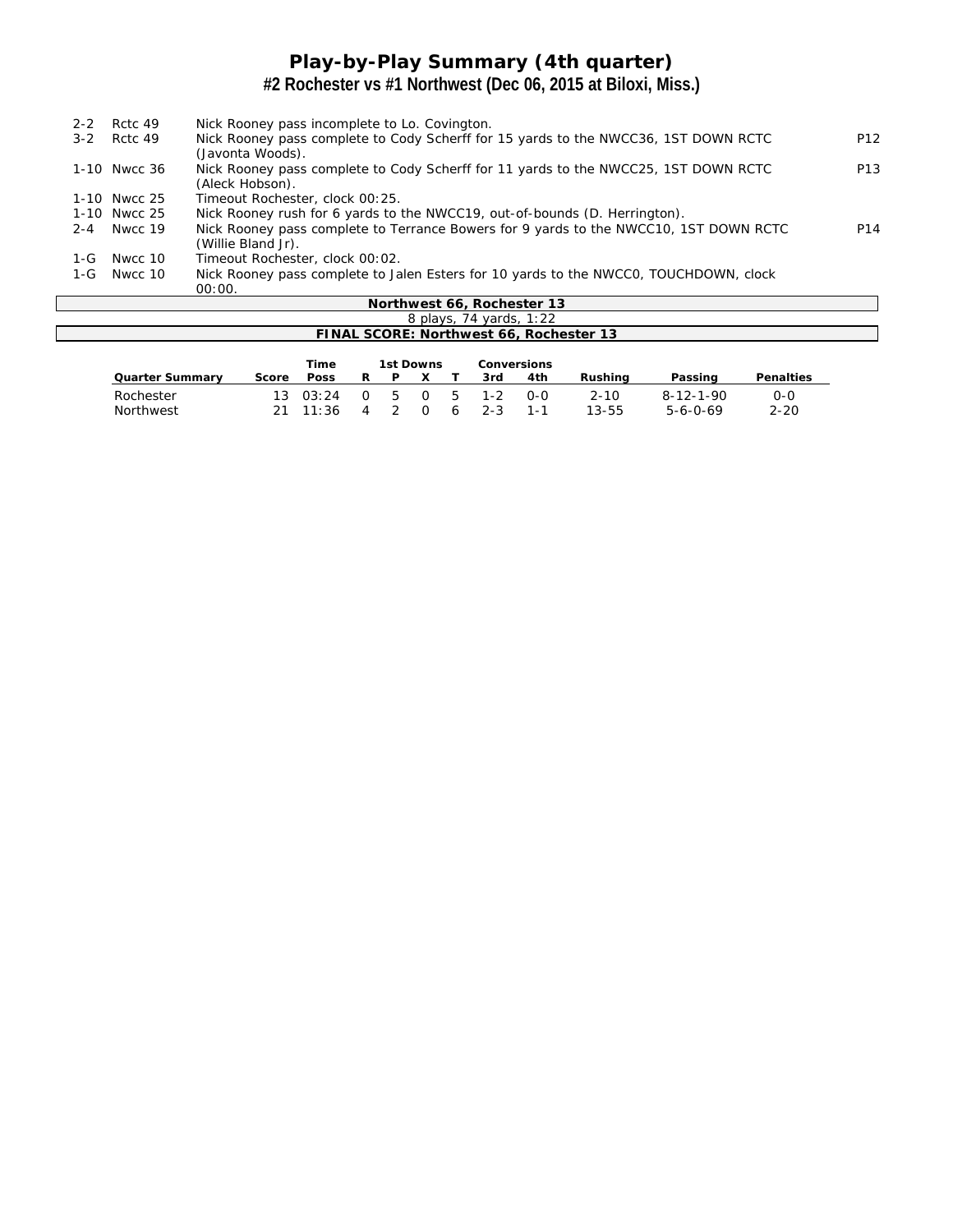# Play-by-Play Summary (4th quarter)

## #2 Rochester vs #1 Northwest (Dec 06, 2015 at Biloxi, Miss.)

| | | | |
|---|---|---|---|
| 2-2 | Rctc 49 | Nick Rooney pass incomplete to Lo. Covington. | |
| 3-2 | Rctc 49 | Nick Rooney pass complete to Cody Scherff for 15 yards to the NWCC36, 1ST DOWN RCTC (Javonta Woods). | P12 |
| 1-10 | Nwcc 36 | Nick Rooney pass complete to Cody Scherff for 11 yards to the NWCC25, 1ST DOWN RCTC (Aleck Hobson). | P13 |
| 1-10 | Nwcc 25 | Timeout Rochester, clock 00:25. | |
| 1-10 | Nwcc 25 | Nick Rooney rush for 6 yards to the NWCC19, out-of-bounds (D. Herrington). | |
| 2-4 | Nwcc 19 | Nick Rooney pass complete to Terrance Bowers for 9 yards to the NWCC10, 1ST DOWN RCTC (Willie Bland Jr). | P14 |
| 1-G | Nwcc 10 | Timeout Rochester, clock 00:02. | |
| 1-G | Nwcc 10 | Nick Rooney pass complete to Jalen Esters for 10 yards to the NWCC0, TOUCHDOWN, clock 00:00. | |

**Northwest 66, Rochester 13**

8 plays, 74 yards, 1:22

**FINAL SCORE: Northwest 66, Rochester 13**

| Quarter Summary | Score | Time Poss | 1st Downs R | P | X | T | Conversions 3rd | 4th | Rushing | Passing | Penalties |
|---|---|---|---|---|---|---|---|---|---|---|---|
| Rochester | 13 | 03:24 | 0 | 5 | 0 | 5 | 1-2 | 0-0 | 2-10 | 8-12-1-90 | 0-0 |
| Northwest | 21 | 11:36 | 4 | 2 | 0 | 6 | 2-3 | 1-1 | 13-55 | 5-6-0-69 | 2-20 |